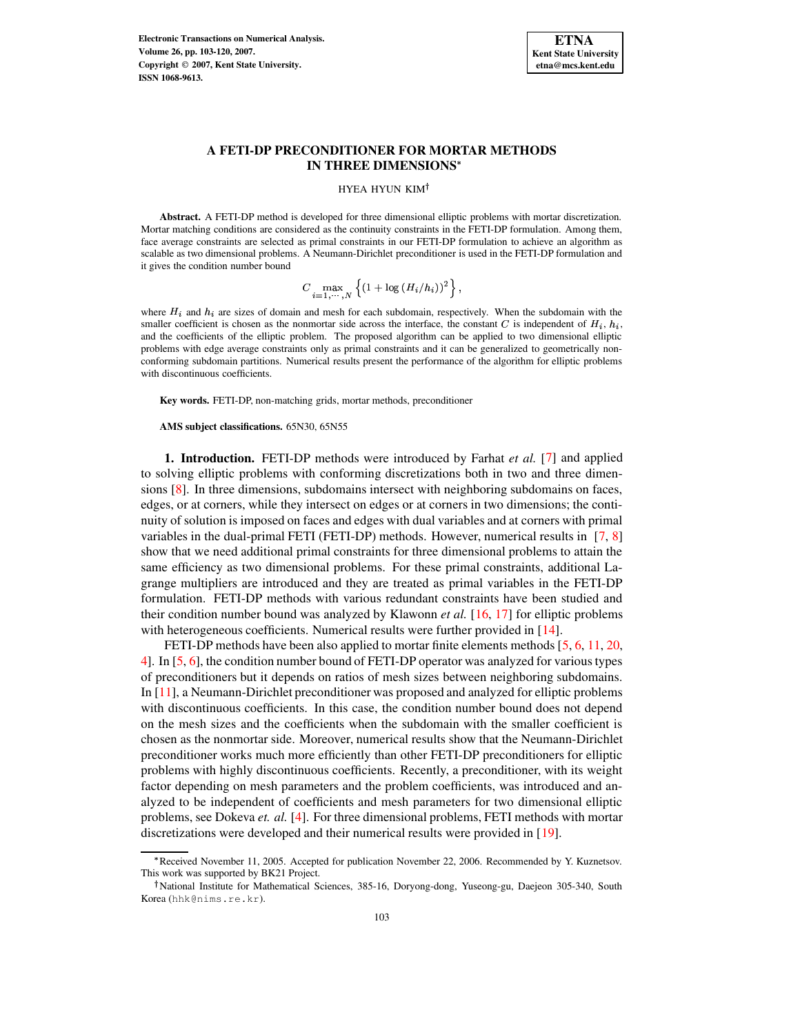# A FETI-DP PRECONDITIONER FOR MORTAR METHODS IN THREE DIMENSIONS*

HYEA HYUN KIM†

**Abstract.** A FETI-DP method is developed for three dimensional elliptic problems with mortar discretization. Mortar matching conditions are considered as the continuity constraints in the FETI-DP formulation. Among them, face average constraints are selected as primal constraints in our FETI-DP formulation to achieve an algorithm as scalable as two dimensional problems. A Neumann-Dirichlet preconditioner is used in the FETI-DP formulation and it gives the condition number bound

$$C \max_{i=1,\cdots,N} \left\{ (1 + \log(H_i/h_i))^2 \right\},$$

where $H_i$ and $h_i$ are sizes of domain and mesh for each subdomain, respectively. When the subdomain with the smaller coefficient is chosen as the nonmortar side across the interface, the constant $C$ is independent of $H_i$, $h_i$, and the coefficients of the elliptic problem. The proposed algorithm can be applied to two dimensional elliptic problems with edge average constraints only as primal constraints and it can be generalized to geometrically non-conforming subdomain partitions. Numerical results present the performance of the algorithm for elliptic problems with discontinuous coefficients.

**Key words.** FETI-DP, non-matching grids, mortar methods, preconditioner

**AMS subject classifications.** 65N30, 65N55

## 1. Introduction.

FETI-DP methods were introduced by Farhat *et al.* [7] and applied to solving elliptic problems with conforming discretizations both in two and three dimensions [8]. In three dimensions, subdomains intersect with neighboring subdomains on faces, edges, or at corners, while they intersect on edges or at corners in two dimensions; the continuity of solution is imposed on faces and edges with dual variables and at corners with primal variables in the dual-primal FETI (FETI-DP) methods. However, numerical results in [7, 8] show that we need additional primal constraints for three dimensional problems to attain the same efficiency as two dimensional problems. For these primal constraints, additional Lagrange multipliers are introduced and they are treated as primal variables in the FETI-DP formulation. FETI-DP methods with various redundant constraints have been studied and their condition number bound was analyzed by Klawonn *et al.* [16, 17] for elliptic problems with heterogeneous coefficients. Numerical results were further provided in [14].

FETI-DP methods have been also applied to mortar finite elements methods [5, 6, 11, 20, 4]. In [5, 6], the condition number bound of FETI-DP operator was analyzed for various types of preconditioners but it depends on ratios of mesh sizes between neighboring subdomains. In [11], a Neumann-Dirichlet preconditioner was proposed and analyzed for elliptic problems with discontinuous coefficients. In this case, the condition number bound does not depend on the mesh sizes and the coefficients when the subdomain with the smaller coefficient is chosen as the nonmortar side. Moreover, numerical results show that the Neumann-Dirichlet preconditioner works much more efficiently than other FETI-DP preconditioners for elliptic problems with highly discontinuous coefficients. Recently, a preconditioner, with its weight factor depending on mesh parameters and the problem coefficients, was introduced and analyzed to be independent of coefficients and mesh parameters for two dimensional elliptic problems, see Dokeva *et. al.* [4]. For three dimensional problems, FETI methods with mortar discretizations were developed and their numerical results were provided in [19].

---

*Received November 11, 2005. Accepted for publication November 22, 2006. Recommended by Y. Kuznetsov. This work was supported by BK21 Project.

†National Institute for Mathematical Sciences, 385-16, Doryong-dong, Yuseong-gu, Daejeon 305-340, South Korea (hhk@nims.re.kr).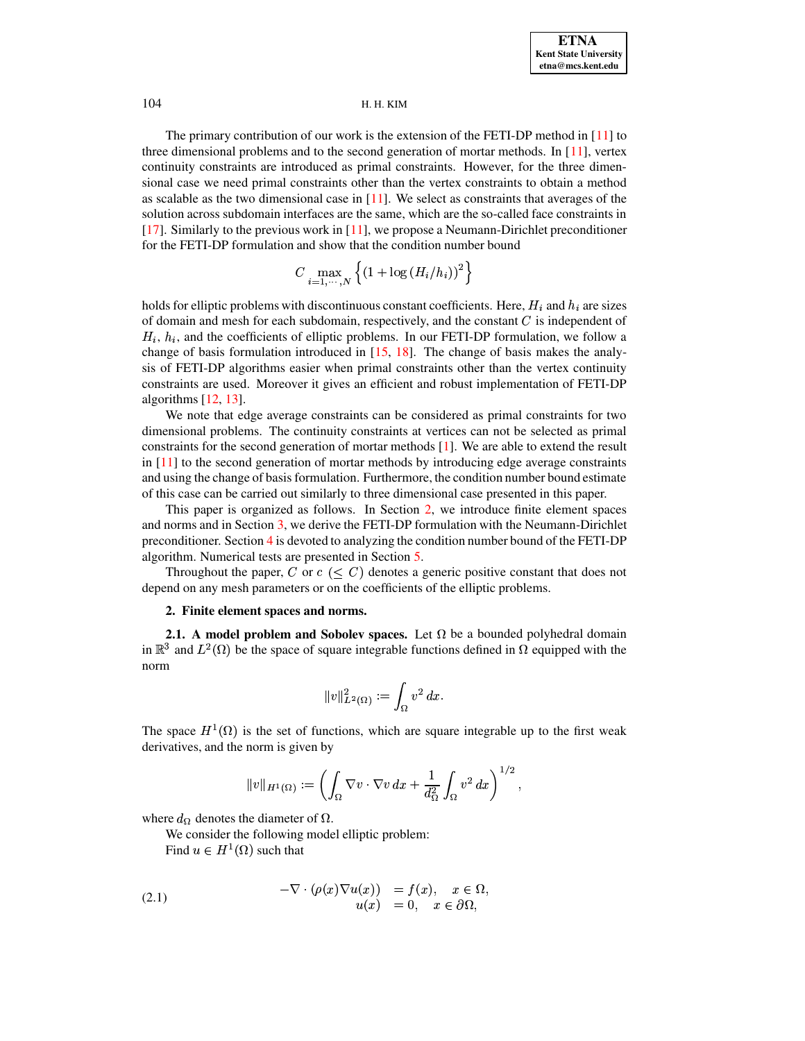The primary contribution of our work is the extension of the FETI-DP method in [11] to three dimensional problems and to the second generation of mortar methods. In [11], vertex continuity constraints are introduced as primal constraints. However, for the three dimensional case we need primal constraints other than the vertex constraints to obtain a method as scalable as the two dimensional case in [11]. We select as constraints that averages of the solution across subdomain interfaces are the same, which are the so-called face constraints in [17]. Similarly to the previous work in [11], we propose a Neumann-Dirichlet preconditioner for the FETI-DP formulation and show that the condition number bound

$$C \max_{i=1,\cdots,N} \left\{ \left(1 + \log\left(H_i/h_i\right)\right)^2 \right\}$$

holds for elliptic problems with discontinuous constant coefficients. Here, $H_i$ and $h_i$ are sizes of domain and mesh for each subdomain, respectively, and the constant $C$ is independent of $H_i$, $h_i$, and the coefficients of elliptic problems. In our FETI-DP formulation, we follow a change of basis formulation introduced in [15, 18]. The change of basis makes the analysis of FETI-DP algorithms easier when primal constraints other than the vertex continuity constraints are used. Moreover it gives an efficient and robust implementation of FETI-DP algorithms [12, 13].

We note that edge average constraints can be considered as primal constraints for two dimensional problems. The continuity constraints at vertices can not be selected as primal constraints for the second generation of mortar methods [1]. We are able to extend the result in [11] to the second generation of mortar methods by introducing edge average constraints and using the change of basis formulation. Furthermore, the condition number bound estimate of this case can be carried out similarly to three dimensional case presented in this paper.

This paper is organized as follows. In Section 2, we introduce finite element spaces and norms and in Section 3, we derive the FETI-DP formulation with the Neumann-Dirichlet preconditioner. Section 4 is devoted to analyzing the condition number bound of the FETI-DP algorithm. Numerical tests are presented in Section 5.

Throughout the paper, $C$ or $c$ $(\leq C)$ denotes a generic positive constant that does not depend on any mesh parameters or on the coefficients of the elliptic problems.

## 2. Finite element spaces and norms.

**2.1. A model problem and Sobolev spaces.** Let $\Omega$ be a bounded polyhedral domain in $\mathbb{R}^3$ and $L^2(\Omega)$ be the space of square integrable functions defined in $\Omega$ equipped with the norm

$$\|v\|_{L^2(\Omega)}^2 := \int_\Omega v^2 \, dx.$$

The space $H^1(\Omega)$ is the set of functions, which are square integrable up to the first weak derivatives, and the norm is given by

$$\|v\|_{H^1(\Omega)} := \left( \int_\Omega \nabla v \cdot \nabla v \, dx + \frac{1}{d_\Omega^2} \int_\Omega v^2 \, dx \right)^{1/2},$$

where $d_\Omega$ denotes the diameter of $\Omega$.

We consider the following model elliptic problem:

Find $u \in H^1(\Omega)$ such that

$$\begin{aligned} -\nabla \cdot (\rho(x) \nabla u(x)) &= f(x), \quad x \in \Omega, \\ u(x) &= 0, \quad x \in \partial\Omega, \end{aligned} \tag{2.1}$$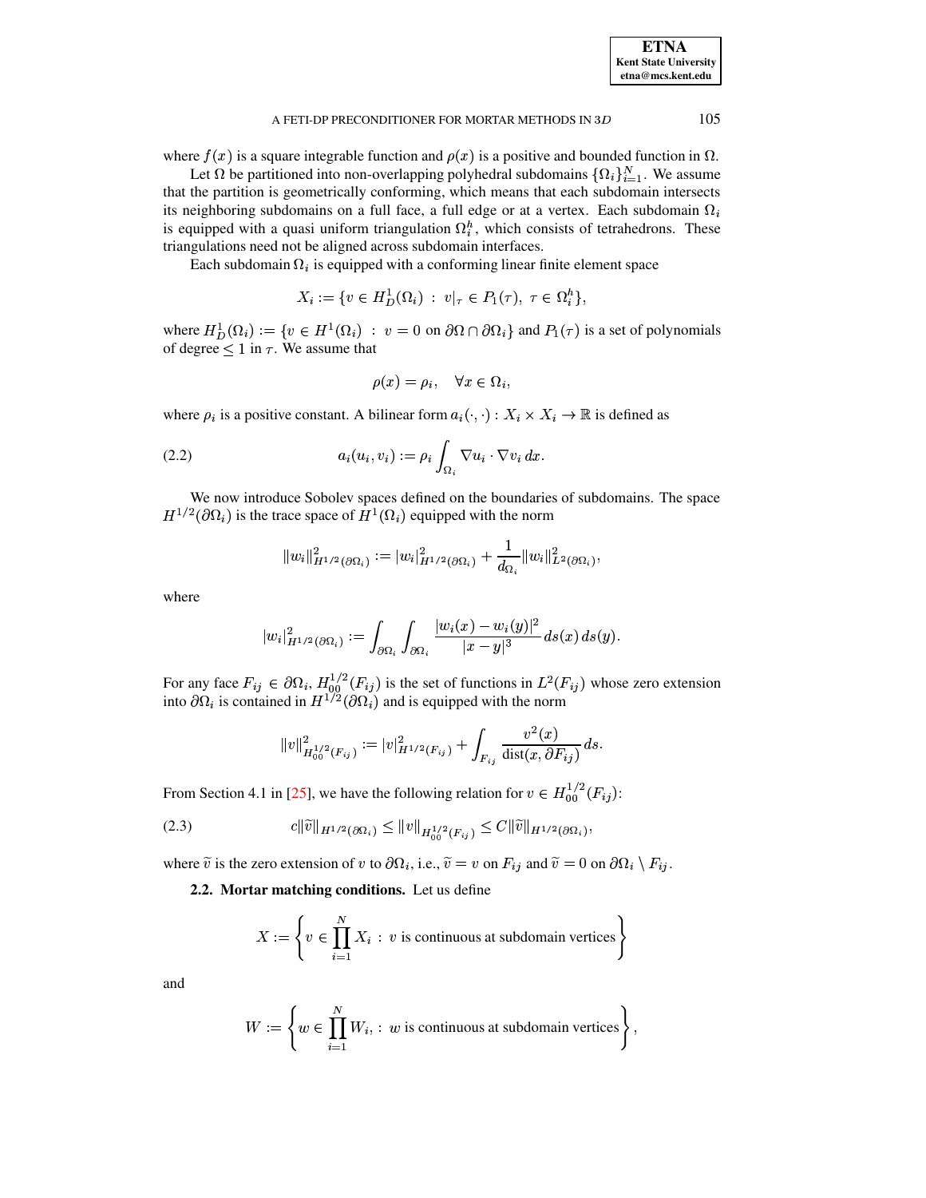where $f(x)$ is a square integrable function and $\rho(x)$ is a positive and bounded function in $\Omega$.

Let $\Omega$ be partitioned into non-overlapping polyhedral subdomains $\{\Omega_i\}_{i=1}^N$. We assume that the partition is geometrically conforming, which means that each subdomain intersects its neighboring subdomains on a full face, a full edge or at a vertex. Each subdomain $\Omega_i$ is equipped with a quasi uniform triangulation $\Omega_i^h$, which consists of tetrahedrons. These triangulations need not be aligned across subdomain interfaces.

Each subdomain $\Omega_i$ is equipped with a conforming linear finite element space

$$X_i := \{v \in H_D^1(\Omega_i) \; : \; v|_\tau \in P_1(\tau), \; \tau \in \Omega_i^h\},$$

where $H_D^1(\Omega_i) := \{v \in H^1(\Omega_i) \; : \; v = 0 \text{ on } \partial\Omega \cap \partial\Omega_i\}$ and $P_1(\tau)$ is a set of polynomials of degree $\leq 1$ in $\tau$. We assume that

$$\rho(x) = \rho_i, \quad \forall x \in \Omega_i,$$

where $\rho_i$ is a positive constant. A bilinear form $a_i(\cdot, \cdot) : X_i \times X_i \to \mathbb{R}$ is defined as

$$a_i(u_i, v_i) := \rho_i \int_{\Omega_i} \nabla u_i \cdot \nabla v_i \, dx. \tag{2.2}$$

We now introduce Sobolev spaces defined on the boundaries of subdomains. The space $H^{1/2}(\partial\Omega_i)$ is the trace space of $H^1(\Omega_i)$ equipped with the norm

$$\|w_i\|^2_{H^{1/2}(\partial\Omega_i)} := |w_i|^2_{H^{1/2}(\partial\Omega_i)} + \frac{1}{d_{\Omega_i}} \|w_i\|^2_{L^2(\partial\Omega_i)},$$

where

$$|w_i|^2_{H^{1/2}(\partial\Omega_i)} := \int_{\partial\Omega_i} \int_{\partial\Omega_i} \frac{|w_i(x) - w_i(y)|^2}{|x-y|^3} \, ds(x) \, ds(y).$$

For any face $F_{ij} \in \partial\Omega_i$, $H_{00}^{1/2}(F_{ij})$ is the set of functions in $L^2(F_{ij})$ whose zero extension into $\partial\Omega_i$ is contained in $H^{1/2}(\partial\Omega_i)$ and is equipped with the norm

$$\|v\|^2_{H_{00}^{1/2}(F_{ij})} := |v|^2_{H^{1/2}(F_{ij})} + \int_{F_{ij}} \frac{v^2(x)}{\text{dist}(x, \partial F_{ij})} \, ds.$$

From Section 4.1 in [25], we have the following relation for $v \in H_{00}^{1/2}(F_{ij})$:

$$c\|\widetilde{v}\|_{H^{1/2}(\partial\Omega_i)} \leq \|v\|_{H_{00}^{1/2}(F_{ij})} \leq C\|\widetilde{v}\|_{H^{1/2}(\partial\Omega_i)}, \tag{2.3}$$

where $\widetilde{v}$ is the zero extension of $v$ to $\partial\Omega_i$, i.e., $\widetilde{v} = v$ on $F_{ij}$ and $\widetilde{v} = 0$ on $\partial\Omega_i \setminus F_{ij}$.

**2.2. Mortar matching conditions.** Let us define

$$X := \left\{ v \in \prod_{i=1}^N X_i \; : \; v \text{ is continuous at subdomain vertices} \right\}$$

and

$$W := \left\{ w \in \prod_{i=1}^N W_i, \; : \; w \text{ is continuous at subdomain vertices} \right\},$$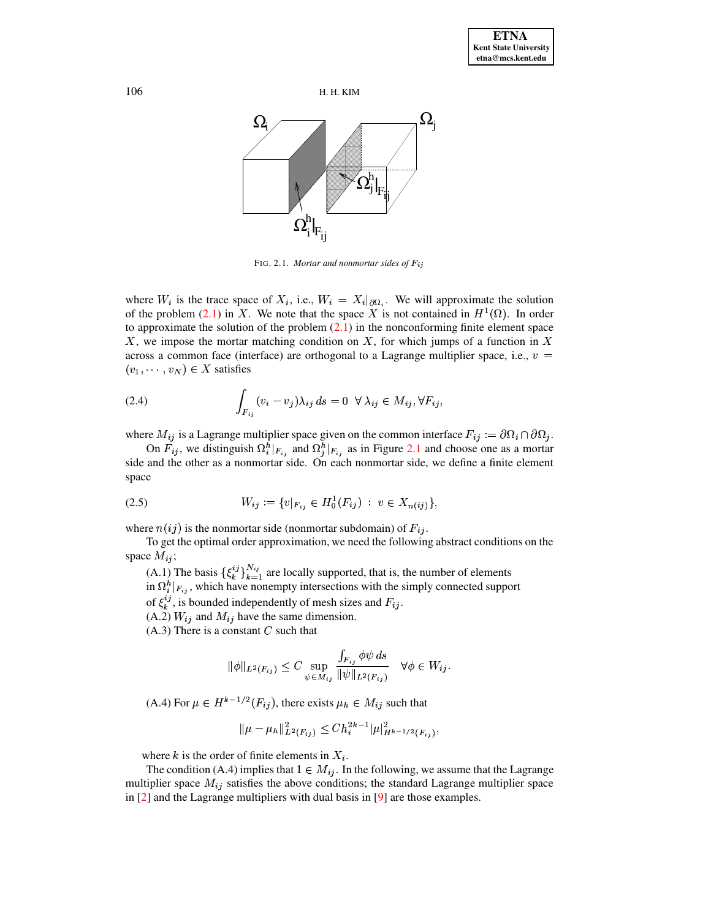FIG. 2.1. *Mortar and nonmortar sides of $F_{ij}$*

where $W_i$ is the trace space of $X_i$, i.e., $W_i = X_i|_{\partial\Omega_i}$. We will approximate the solution of the problem (2.1) in $X$. We note that the space $X$ is not contained in $H^1(\Omega)$. In order to approximate the solution of the problem (2.1) in the nonconforming finite element space $X$, we impose the mortar matching condition on $X$, for which jumps of a function in $X$ across a common face (interface) are orthogonal to a Lagrange multiplier space, i.e., $v = (v_1, \cdots, v_N) \in X$ satisfies

$$\int_{F_{ij}} (v_i - v_j)\lambda_{ij}\, ds = 0 \ \ \forall\, \lambda_{ij} \in M_{ij}, \forall F_{ij}, \tag{2.4}$$

where $M_{ij}$ is a Lagrange multiplier space given on the common interface $F_{ij} := \partial\Omega_i \cap \partial\Omega_j$.

On $F_{ij}$, we distinguish $\Omega_i^h|_{F_{ij}}$ and $\Omega_j^h|_{F_{ij}}$ as in Figure 2.1 and choose one as a mortar side and the other as a nonmortar side. On each nonmortar side, we define a finite element space

$$W_{ij} := \{v|_{F_{ij}} \in H_0^1(F_{ij}) \ : \ v \in X_{n(ij)}\}, \tag{2.5}$$

where $n(ij)$ is the nonmortar side (nonmortar subdomain) of $F_{ij}$.

To get the optimal order approximation, we need the following abstract conditions on the space $M_{ij}$;

(A.1) The basis $\{\xi_k^{ij}\}_{k=1}^{N_{ij}}$ are locally supported, that is, the number of elements in $\Omega_i^h|_{F_{ij}}$, which have nonempty intersections with the simply connected support of $\xi_k^{ij}$, is bounded independently of mesh sizes and $F_{ij}$.

(A.2) $W_{ij}$ and $M_{ij}$ have the same dimension.

(A.3) There is a constant $C$ such that

$$\|\phi\|_{L^2(F_{ij})} \le C \sup_{\psi \in M_{ij}} \frac{\int_{F_{ij}} \phi\psi\, ds}{\|\psi\|_{L^2(F_{ij})}} \quad \forall \phi \in W_{ij}.$$

(A.4) For $\mu \in H^{k-1/2}(F_{ij})$, there exists $\mu_h \in M_{ij}$ such that

$$\|\mu - \mu_h\|_{L^2(F_{ij})}^2 \le C h_i^{2k-1} |\mu|_{H^{k-1/2}(F_{ij})}^2,$$

where $k$ is the order of finite elements in $X_i$.

The condition (A.4) implies that $1 \in M_{ij}$. In the following, we assume that the Lagrange multiplier space $M_{ij}$ satisfies the above conditions; the standard Lagrange multiplier space in [2] and the Lagrange multipliers with dual basis in [9] are those examples.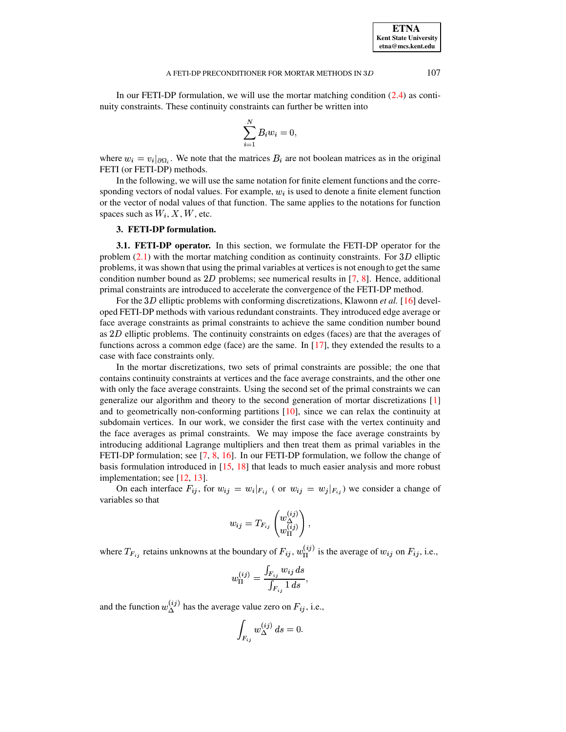In our FETI-DP formulation, we will use the mortar matching condition (2.4) as continuity constraints. These continuity constraints can further be written into

$$\sum_{i=1}^{N} B_i w_i = 0,$$

where $w_i = v_i|_{\partial\Omega_i}$. We note that the matrices $B_i$ are not boolean matrices as in the original FETI (or FETI-DP) methods.

In the following, we will use the same notation for finite element functions and the corresponding vectors of nodal values. For example, $w_i$ is used to denote a finite element function or the vector of nodal values of that function. The same applies to the notations for function spaces such as $W_i, X, W$, etc.

## 3. FETI-DP formulation.

**3.1. FETI-DP operator.** In this section, we formulate the FETI-DP operator for the problem (2.1) with the mortar matching condition as continuity constraints. For $3D$ elliptic problems, it was shown that using the primal variables at vertices is not enough to get the same condition number bound as $2D$ problems; see numerical results in [7, 8]. Hence, additional primal constraints are introduced to accelerate the convergence of the FETI-DP method.

For the $3D$ elliptic problems with conforming discretizations, Klawonn *et al.* [16] developed FETI-DP methods with various redundant constraints. They introduced edge average or face average constraints as primal constraints to achieve the same condition number bound as $2D$ elliptic problems. The continuity constraints on edges (faces) are that the averages of functions across a common edge (face) are the same. In [17], they extended the results to a case with face constraints only.

In the mortar discretizations, two sets of primal constraints are possible; the one that contains continuity constraints at vertices and the face average constraints, and the other one with only the face average constraints. Using the second set of the primal constraints we can generalize our algorithm and theory to the second generation of mortar discretizations [1] and to geometrically non-conforming partitions [10], since we can relax the continuity at subdomain vertices. In our work, we consider the first case with the vertex continuity and the face averages as primal constraints. We may impose the face average constraints by introducing additional Lagrange multipliers and then treat them as primal variables in the FETI-DP formulation; see [7, 8, 16]. In our FETI-DP formulation, we follow the change of basis formulation introduced in [15, 18] that leads to much easier analysis and more robust implementation; see [12, 13].

On each interface $F_{ij}$, for $w_{ij} = w_i|_{F_{ij}}$ ( or $w_{ij} = w_j|_{F_{ij}}$) we consider a change of variables so that

$$w_{ij} = T_{F_{ij}} \begin{pmatrix} w_{\Delta}^{(ij)} \\ w_{\Pi}^{(ij)} \end{pmatrix},$$

where $T_{F_{ij}}$ retains unknowns at the boundary of $F_{ij}$, $w_{\Pi}^{(ij)}$ is the average of $w_{ij}$ on $F_{ij}$, i.e.,

$$w_{\Pi}^{(ij)} = \frac{\int_{F_{ij}} w_{ij}\, ds}{\int_{F_{ij}} 1\, ds},$$

and the function $w_{\Delta}^{(ij)}$ has the average value zero on $F_{ij}$, i.e.,

$$\int_{F_{ij}} w_{\Delta}^{(ij)}\, ds = 0.$$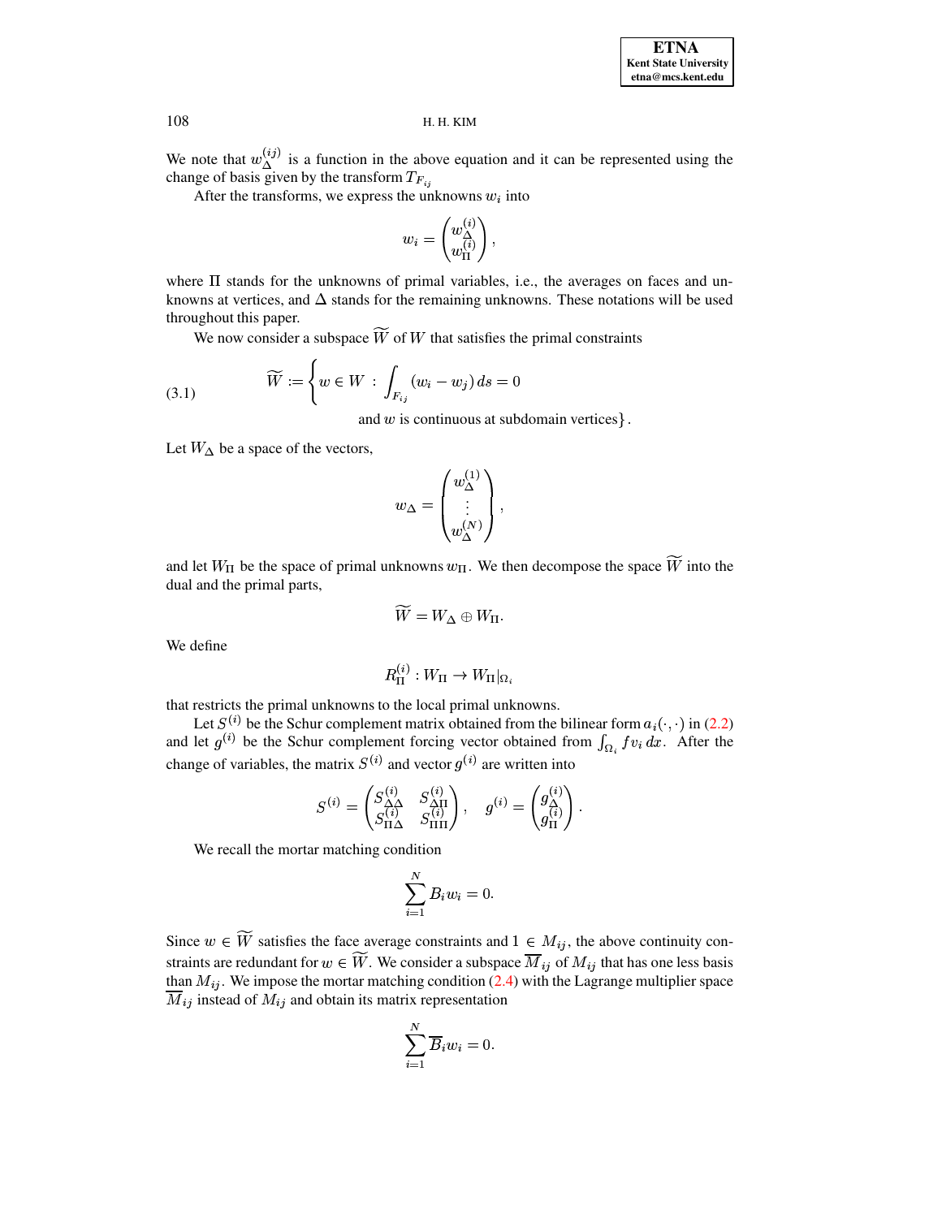We note that $w_\Delta^{(ij)}$ is a function in the above equation and it can be represented using the change of basis given by the transform $T_{F_{ij}}$

After the transforms, we express the unknowns $w_i$ into

$$w_i = \begin{pmatrix} w_\Delta^{(i)} \\ w_\Pi^{(i)} \end{pmatrix},$$

where $\Pi$ stands for the unknowns of primal variables, i.e., the averages on faces and unknowns at vertices, and $\Delta$ stands for the remaining unknowns. These notations will be used throughout this paper.

We now consider a subspace $\widetilde{W}$ of $W$ that satisfies the primal constraints

$$\widetilde{W} := \left\{ w \in W \, : \, \int_{F_{ij}} (w_i - w_j) \, ds = 0 \right. \tag{3.1}$$
$$\left. \text{and } w \text{ is continuous at subdomain vertices} \right\}.$$

Let $W_\Delta$ be a space of the vectors,

$$w_\Delta = \begin{pmatrix} w_\Delta^{(1)} \\ \vdots \\ w_\Delta^{(N)} \end{pmatrix},$$

and let $W_\Pi$ be the space of primal unknowns $w_\Pi$. We then decompose the space $\widetilde{W}$ into the dual and the primal parts,

$$\widetilde{W} = W_\Delta \oplus W_\Pi.$$

We define

$$R_\Pi^{(i)} : W_\Pi \to W_\Pi|_{\Omega_i}$$

that restricts the primal unknowns to the local primal unknowns.

Let $S^{(i)}$ be the Schur complement matrix obtained from the bilinear form $a_i(\cdot, \cdot)$ in (2.2) and let $g^{(i)}$ be the Schur complement forcing vector obtained from $\int_{\Omega_i} f v_i \, dx$. After the change of variables, the matrix $S^{(i)}$ and vector $g^{(i)}$ are written into

$$S^{(i)} = \begin{pmatrix} S_{\Delta\Delta}^{(i)} & S_{\Delta\Pi}^{(i)} \\ S_{\Pi\Delta}^{(i)} & S_{\Pi\Pi}^{(i)} \end{pmatrix}, \quad g^{(i)} = \begin{pmatrix} g_\Delta^{(i)} \\ g_\Pi^{(i)} \end{pmatrix}.$$

We recall the mortar matching condition

$$\sum_{i=1}^N B_i w_i = 0.$$

Since $w \in \widetilde{W}$ satisfies the face average constraints and $1 \in M_{ij}$, the above continuity constraints are redundant for $w \in \widetilde{W}$. We consider a subspace $\overline{M}_{ij}$ of $M_{ij}$ that has one less basis than $M_{ij}$. We impose the mortar matching condition (2.4) with the Lagrange multiplier space $\overline{M}_{ij}$ instead of $M_{ij}$ and obtain its matrix representation

$$\sum_{i=1}^N \overline{B}_i w_i = 0.$$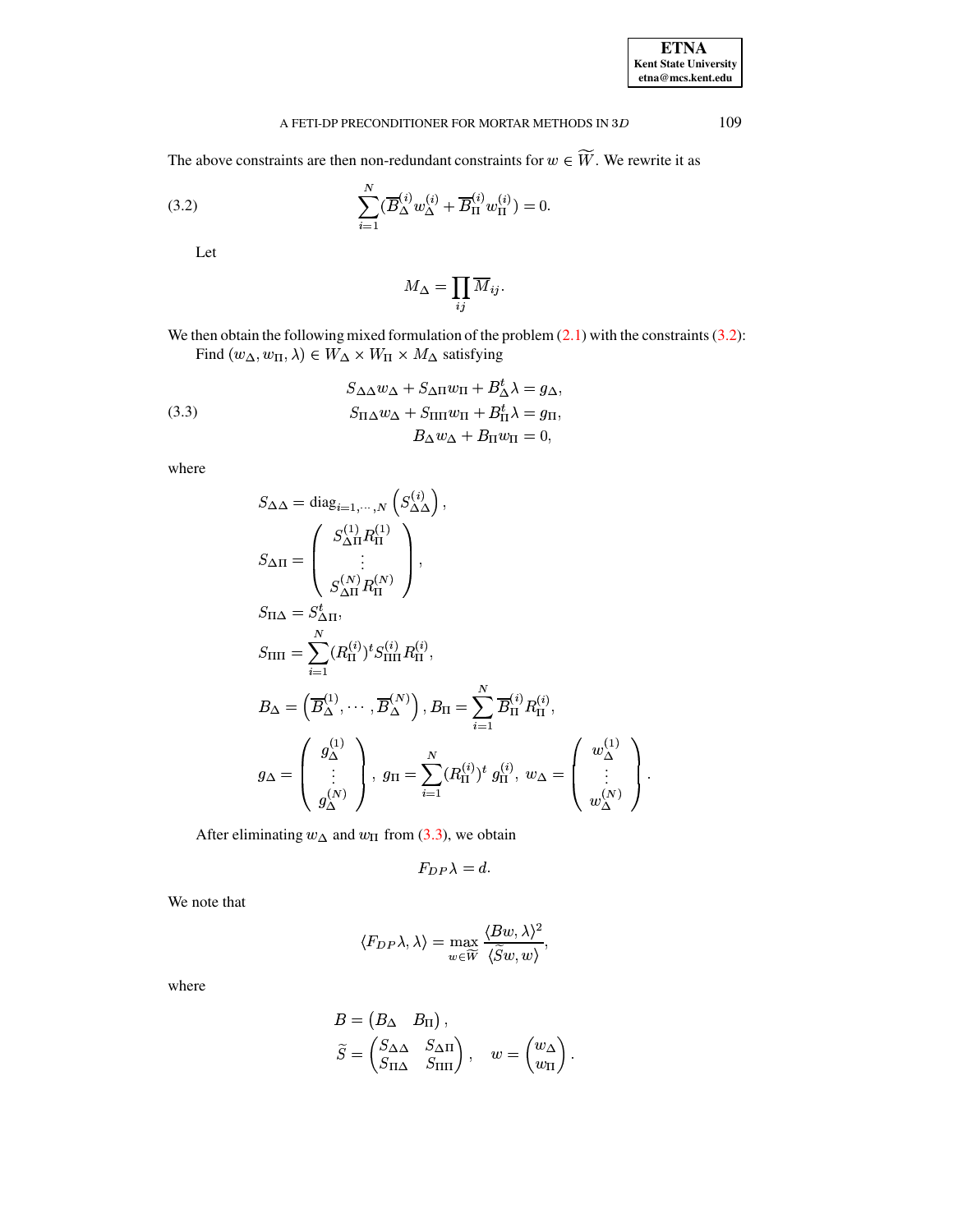The above constraints are then non-redundant constraints for $w \in \widetilde{W}$. We rewrite it as

$$\sum_{i=1}^{N} (\overline{B}_{\Delta}^{(i)} w_{\Delta}^{(i)} + \overline{B}_{\Pi}^{(i)} w_{\Pi}^{(i)}) = 0. \tag{3.2}$$

Let

$$M_{\Delta} = \prod_{ij} \overline{M}_{ij}.$$

We then obtain the following mixed formulation of the problem (2.1) with the constraints (3.2):

Find $(w_{\Delta}, w_{\Pi}, \lambda) \in W_{\Delta} \times W_{\Pi} \times M_{\Delta}$ satisfying

$$\begin{aligned}
S_{\Delta\Delta} w_{\Delta} + S_{\Delta\Pi} w_{\Pi} + B_{\Delta}^{t} \lambda &= g_{\Delta}, \\
S_{\Pi\Delta} w_{\Delta} + S_{\Pi\Pi} w_{\Pi} + B_{\Pi}^{t} \lambda &= g_{\Pi}, \\
B_{\Delta} w_{\Delta} + B_{\Pi} w_{\Pi} &= 0,
\end{aligned} \tag{3.3}$$

where

$$\begin{aligned}
& S_{\Delta\Delta} = \operatorname{diag}_{i=1,\cdots,N} \left( S_{\Delta\Delta}^{(i)} \right), \\
& S_{\Delta\Pi} = \begin{pmatrix} S_{\Delta\Pi}^{(1)} R_{\Pi}^{(1)} \\ \vdots \\ S_{\Delta\Pi}^{(N)} R_{\Pi}^{(N)} \end{pmatrix}, \\
& S_{\Pi\Delta} = S_{\Delta\Pi}^{t}, \\
& S_{\Pi\Pi} = \sum_{i=1}^{N} (R_{\Pi}^{(i)})^{t} S_{\Pi\Pi}^{(i)} R_{\Pi}^{(i)}, \\
& B_{\Delta} = \left( \overline{B}_{\Delta}^{(1)}, \cdots, \overline{B}_{\Delta}^{(N)} \right), B_{\Pi} = \sum_{i=1}^{N} \overline{B}_{\Pi}^{(i)} R_{\Pi}^{(i)}, \\
& g_{\Delta} = \begin{pmatrix} g_{\Delta}^{(1)} \\ \vdots \\ g_{\Delta}^{(N)} \end{pmatrix}, \ g_{\Pi} = \sum_{i=1}^{N} (R_{\Pi}^{(i)})^{t} \ g_{\Pi}^{(i)}, \ w_{\Delta} = \begin{pmatrix} w_{\Delta}^{(1)} \\ \vdots \\ w_{\Delta}^{(N)} \end{pmatrix}.
\end{aligned}$$

After eliminating $w_{\Delta}$ and $w_{\Pi}$ from (3.3), we obtain

$$F_{DP} \lambda = d.$$

We note that

$$\langle F_{DP} \lambda, \lambda \rangle = \max_{w \in \widetilde{W}} \frac{\langle Bw, \lambda \rangle^2}{\langle \widetilde{S} w, w \rangle},$$

where

$$\begin{aligned}
& B = \begin{pmatrix} B_{\Delta} & B_{\Pi} \end{pmatrix}, \\
& \widetilde{S} = \begin{pmatrix} S_{\Delta\Delta} & S_{\Delta\Pi} \\ S_{\Pi\Delta} & S_{\Pi\Pi} \end{pmatrix}, \quad w = \begin{pmatrix} w_{\Delta} \\ w_{\Pi} \end{pmatrix}.
\end{aligned}$$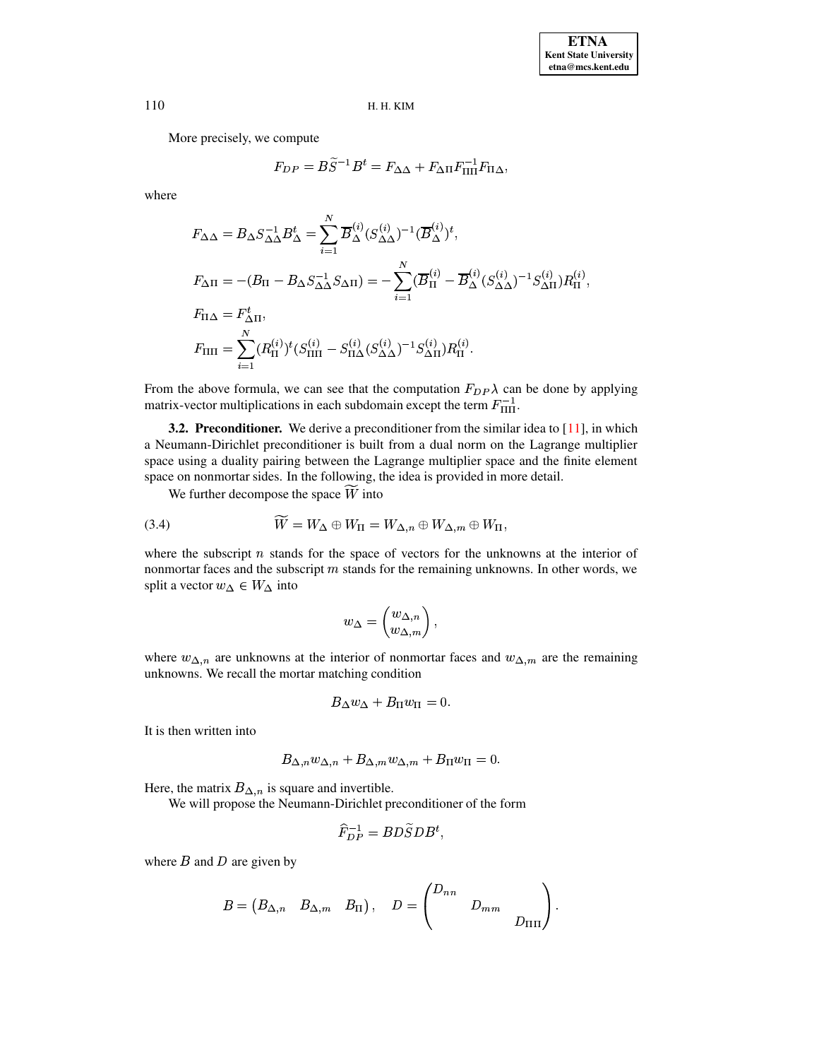More precisely, we compute

$$F_{DP} = B\widetilde{S}^{-1}B^t = F_{\Delta\Delta} + F_{\Delta\Pi}F_{\Pi\Pi}^{-1}F_{\Pi\Delta},$$

where

$$F_{\Delta\Delta} = B_\Delta S_{\Delta\Delta}^{-1} B_\Delta^t = \sum_{i=1}^N \overline{B}_\Delta^{(i)} (S_{\Delta\Delta}^{(i)})^{-1} (\overline{B}_\Delta^{(i)})^t,$$

$$F_{\Delta\Pi} = -(B_\Pi - B_\Delta S_{\Delta\Delta}^{-1} S_{\Delta\Pi}) = -\sum_{i=1}^N (\overline{B}_\Pi^{(i)} - \overline{B}_\Delta^{(i)} (S_{\Delta\Delta}^{(i)})^{-1} S_{\Delta\Pi}^{(i)}) R_\Pi^{(i)},$$

$$F_{\Pi\Delta} = F_{\Delta\Pi}^t,$$

$$F_{\Pi\Pi} = \sum_{i=1}^N (R_\Pi^{(i)})^t (S_{\Pi\Pi}^{(i)} - S_{\Pi\Delta}^{(i)} (S_{\Delta\Delta}^{(i)})^{-1} S_{\Delta\Pi}^{(i)}) R_\Pi^{(i)}.$$

From the above formula, we can see that the computation $F_{DP}\lambda$ can be done by applying matrix-vector multiplications in each subdomain except the term $F_{\Pi\Pi}^{-1}$.

**3.2. Preconditioner.** We derive a preconditioner from the similar idea to [11], in which a Neumann-Dirichlet preconditioner is built from a dual norm on the Lagrange multiplier space using a duality pairing between the Lagrange multiplier space and the finite element space on nonmortar sides. In the following, the idea is provided in more detail.

We further decompose the space $\widetilde{W}$ into

$$\widetilde{W} = W_\Delta \oplus W_\Pi = W_{\Delta,n} \oplus W_{\Delta,m} \oplus W_\Pi, \tag{3.4}$$

where the subscript $n$ stands for the space of vectors for the unknowns at the interior of nonmortar faces and the subscript $m$ stands for the remaining unknowns. In other words, we split a vector $w_\Delta \in W_\Delta$ into

$$w_\Delta = \begin{pmatrix} w_{\Delta,n} \\ w_{\Delta,m} \end{pmatrix},$$

where $w_{\Delta,n}$ are unknowns at the interior of nonmortar faces and $w_{\Delta,m}$ are the remaining unknowns. We recall the mortar matching condition

$$B_\Delta w_\Delta + B_\Pi w_\Pi = 0.$$

It is then written into

$$B_{\Delta,n} w_{\Delta,n} + B_{\Delta,m} w_{\Delta,m} + B_\Pi w_\Pi = 0.$$

Here, the matrix $B_{\Delta,n}$ is square and invertible.

We will propose the Neumann-Dirichlet preconditioner of the form

$$\widehat{F}_{DP}^{-1} = BD\widetilde{S}DB^t,$$

where $B$ and $D$ are given by

$$B = \begin{pmatrix} B_{\Delta,n} & B_{\Delta,m} & B_\Pi \end{pmatrix}, \quad D = \begin{pmatrix} D_{nn} & & \\ & D_{mm} & \\ & & D_{\Pi\Pi} \end{pmatrix}.$$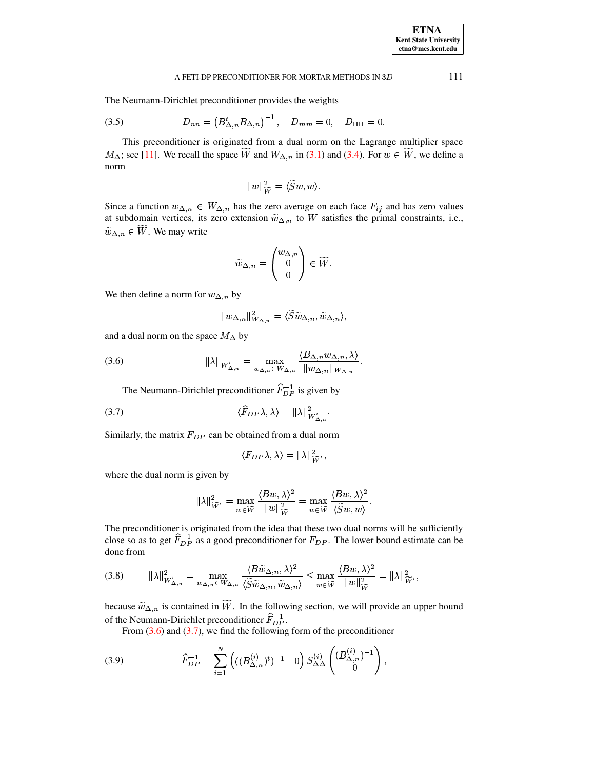The Neumann-Dirichlet preconditioner provides the weights

$$D_{nn} = \left(B_{\Delta,n}^t B_{\Delta,n}\right)^{-1}, \quad D_{mm} = 0, \quad D_{\Pi\Pi} = 0. \tag{3.5}$$

This preconditioner is originated from a dual norm on the Lagrange multiplier space $M_\Delta$; see [11]. We recall the space $\widetilde{W}$ and $W_{\Delta,n}$ in (3.1) and (3.4). For $w \in \widetilde{W}$, we define a norm

$$\|w\|_{\widetilde{W}}^2 = \langle \widetilde{S} w, w \rangle.$$

Since a function $w_{\Delta,n} \in W_{\Delta,n}$ has the zero average on each face $F_{ij}$ and has zero values at subdomain vertices, its zero extension $\widetilde{w}_{\Delta,n}$ to $W$ satisfies the primal constraints, i.e., $\widetilde{w}_{\Delta,n} \in \widetilde{W}$. We may write

$$\widetilde{w}_{\Delta,n} = \begin{pmatrix} w_{\Delta,n} \\ 0 \\ 0 \end{pmatrix} \in \widetilde{W}.$$

We then define a norm for $w_{\Delta,n}$ by

$$\|w_{\Delta,n}\|_{W_{\Delta,n}}^2 = \langle \widetilde{S} \widetilde{w}_{\Delta,n}, \widetilde{w}_{\Delta,n} \rangle,$$

and a dual norm on the space $M_\Delta$ by

$$\|\lambda\|_{W'_{\Delta,n}} = \max_{w_{\Delta,n} \in W_{\Delta,n}} \frac{\langle B_{\Delta,n} w_{\Delta,n}, \lambda \rangle}{\|w_{\Delta,n}\|_{W_{\Delta,n}}}. \tag{3.6}$$

The Neumann-Dirichlet preconditioner $\widehat{F}_{DP}^{-1}$ is given by

$$\langle \widehat{F}_{DP} \lambda, \lambda \rangle = \|\lambda\|_{W'_{\Delta,n}}^2. \tag{3.7}$$

Similarly, the matrix $F_{DP}$ can be obtained from a dual norm

$$\langle F_{DP} \lambda, \lambda \rangle = \|\lambda\|_{\widetilde{W}'}^2,$$

where the dual norm is given by

$$\|\lambda\|_{\widetilde{W}'}^2 = \max_{w \in \widetilde{W}} \frac{\langle Bw, \lambda \rangle^2}{\|w\|_{\widetilde{W}}^2} = \max_{w \in \widetilde{W}} \frac{\langle Bw, \lambda \rangle^2}{\langle \widetilde{S} w, w \rangle}.$$

The preconditioner is originated from the idea that these two dual norms will be sufficiently close so as to get $\widehat{F}_{DP}^{-1}$ as a good preconditioner for $F_{DP}$. The lower bound estimate can be done from

$$\|\lambda\|_{W'_{\Delta,n}}^2 = \max_{w_{\Delta,n} \in W_{\Delta,n}} \frac{\langle B \widetilde{w}_{\Delta,n}, \lambda \rangle^2}{\langle \widetilde{S} \widetilde{w}_{\Delta,n}, \widetilde{w}_{\Delta,n} \rangle} \leq \max_{w \in \widetilde{W}} \frac{\langle Bw, \lambda \rangle^2}{\|w\|_{\widetilde{W}}^2} = \|\lambda\|_{\widetilde{W}'}^2, \tag{3.8}$$

because $\widetilde{w}_{\Delta,n}$ is contained in $\widetilde{W}$. In the following section, we will provide an upper bound of the Neumann-Dirichlet preconditioner $\widehat{F}_{DP}^{-1}$.

From (3.6) and (3.7), we find the following form of the preconditioner

$$\widehat{F}_{DP}^{-1} = \sum_{i=1}^{N} \begin{pmatrix} ((B_{\Delta,n}^{(i)})^t)^{-1} & 0 \end{pmatrix} S_{\Delta\Delta}^{(i)} \begin{pmatrix} (B_{\Delta,n}^{(i)})^{-1} \\ 0 \end{pmatrix}, \tag{3.9}$$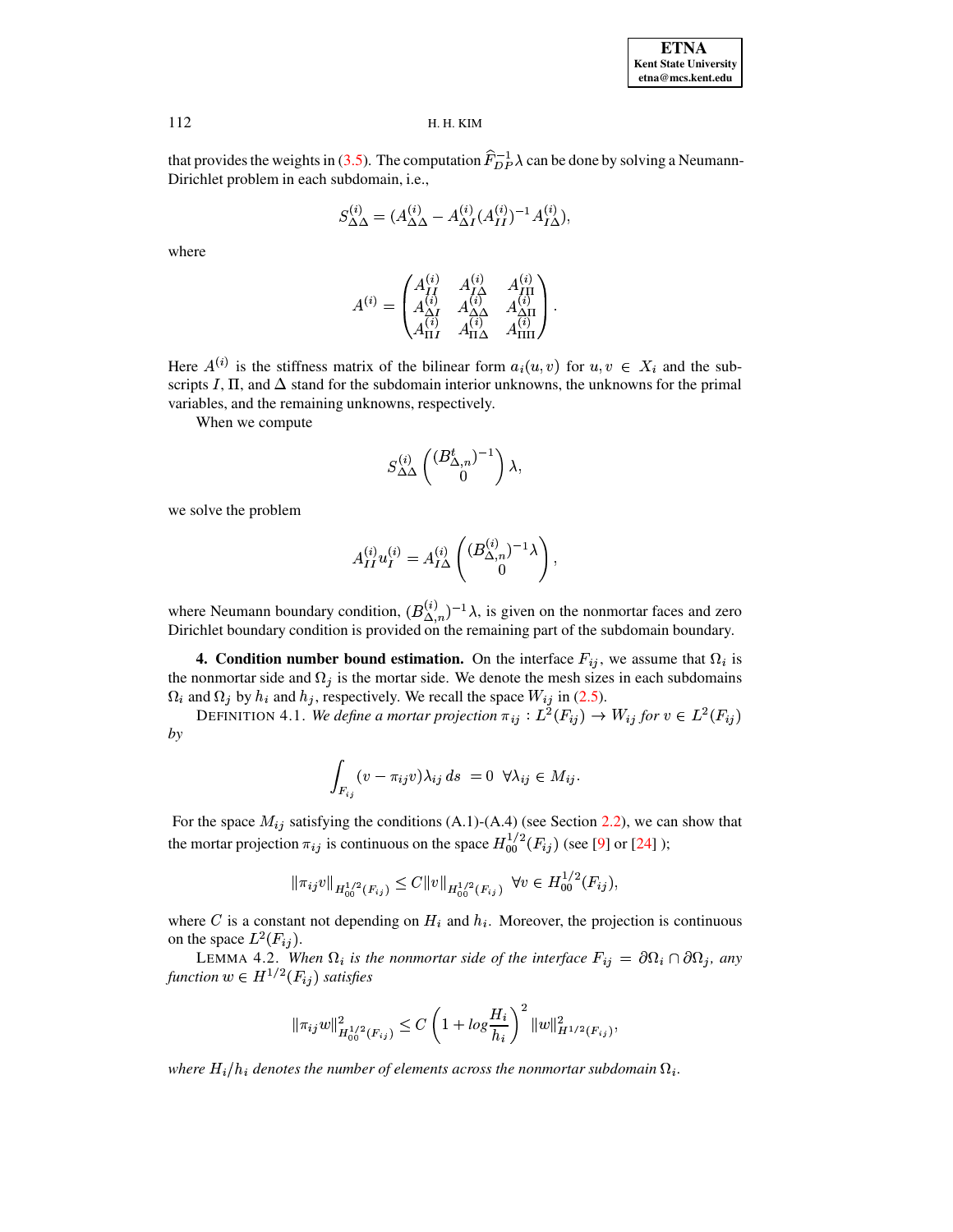that provides the weights in (3.5). The computation $\widehat{F}_{DP}^{-1}\lambda$ can be done by solving a Neumann-Dirichlet problem in each subdomain, i.e.,

$$S_{\Delta\Delta}^{(i)} = (A_{\Delta\Delta}^{(i)} - A_{\Delta I}^{(i)}(A_{II}^{(i)})^{-1}A_{I\Delta}^{(i)}),$$

where

$$A^{(i)} = \begin{pmatrix} A_{II}^{(i)} & A_{I\Delta}^{(i)} & A_{I\Pi}^{(i)} \\ A_{\Delta I}^{(i)} & A_{\Delta\Delta}^{(i)} & A_{\Delta\Pi}^{(i)} \\ A_{\Pi I}^{(i)} & A_{\Pi\Delta}^{(i)} & A_{\Pi\Pi}^{(i)} \end{pmatrix}.$$

Here $A^{(i)}$ is the stiffness matrix of the bilinear form $a_i(u,v)$ for $u,v \in X_i$ and the subscripts $I$, $\Pi$, and $\Delta$ stand for the subdomain interior unknowns, the unknowns for the primal variables, and the remaining unknowns, respectively.

When we compute

$$S_{\Delta\Delta}^{(i)} \begin{pmatrix} (B_{\Delta,n}^{t})^{-1} \\ 0 \end{pmatrix} \lambda,$$

we solve the problem

$$A_{II}^{(i)} u_I^{(i)} = A_{I\Delta}^{(i)} \begin{pmatrix} (B_{\Delta,n}^{(i)})^{-1}\lambda \\ 0 \end{pmatrix},$$

where Neumann boundary condition, $(B_{\Delta,n}^{(i)})^{-1}\lambda$, is given on the nonmortar faces and zero Dirichlet boundary condition is provided on the remaining part of the subdomain boundary.

**4. Condition number bound estimation.** On the interface $F_{ij}$, we assume that $\Omega_i$ is the nonmortar side and $\Omega_j$ is the mortar side. We denote the mesh sizes in each subdomains $\Omega_i$ and $\Omega_j$ by $h_i$ and $h_j$, respectively. We recall the space $W_{ij}$ in (2.5).

DEFINITION 4.1. *We define a mortar projection $\pi_{ij} : L^2(F_{ij}) \to W_{ij}$ for $v \in L^2(F_{ij})$ by*

$$\int_{F_{ij}} (v - \pi_{ij}v)\lambda_{ij}\, ds \;= 0 \;\; \forall \lambda_{ij} \in M_{ij}.$$

For the space $M_{ij}$ satisfying the conditions (A.1)-(A.4) (see Section 2.2), we can show that the mortar projection $\pi_{ij}$ is continuous on the space $H_{00}^{1/2}(F_{ij})$ (see [9] or [24] );

$$\|\pi_{ij}v\|_{H_{00}^{1/2}(F_{ij})} \le C\|v\|_{H_{00}^{1/2}(F_{ij})} \;\; \forall v \in H_{00}^{1/2}(F_{ij}),$$

where $C$ is a constant not depending on $H_i$ and $h_i$. Moreover, the projection is continuous on the space $L^2(F_{ij})$.

LEMMA 4.2. *When $\Omega_i$ is the nonmortar side of the interface $F_{ij} = \partial\Omega_i \cap \partial\Omega_j$, any function $w \in H^{1/2}(F_{ij})$ satisfies*

$$\|\pi_{ij}w\|^2_{H_{00}^{1/2}(F_{ij})} \le C\left(1 + log\frac{H_i}{h_i}\right)^2 \|w\|^2_{H^{1/2}(F_{ij})},$$

*where $H_i/h_i$ denotes the number of elements across the nonmortar subdomain $\Omega_i$.*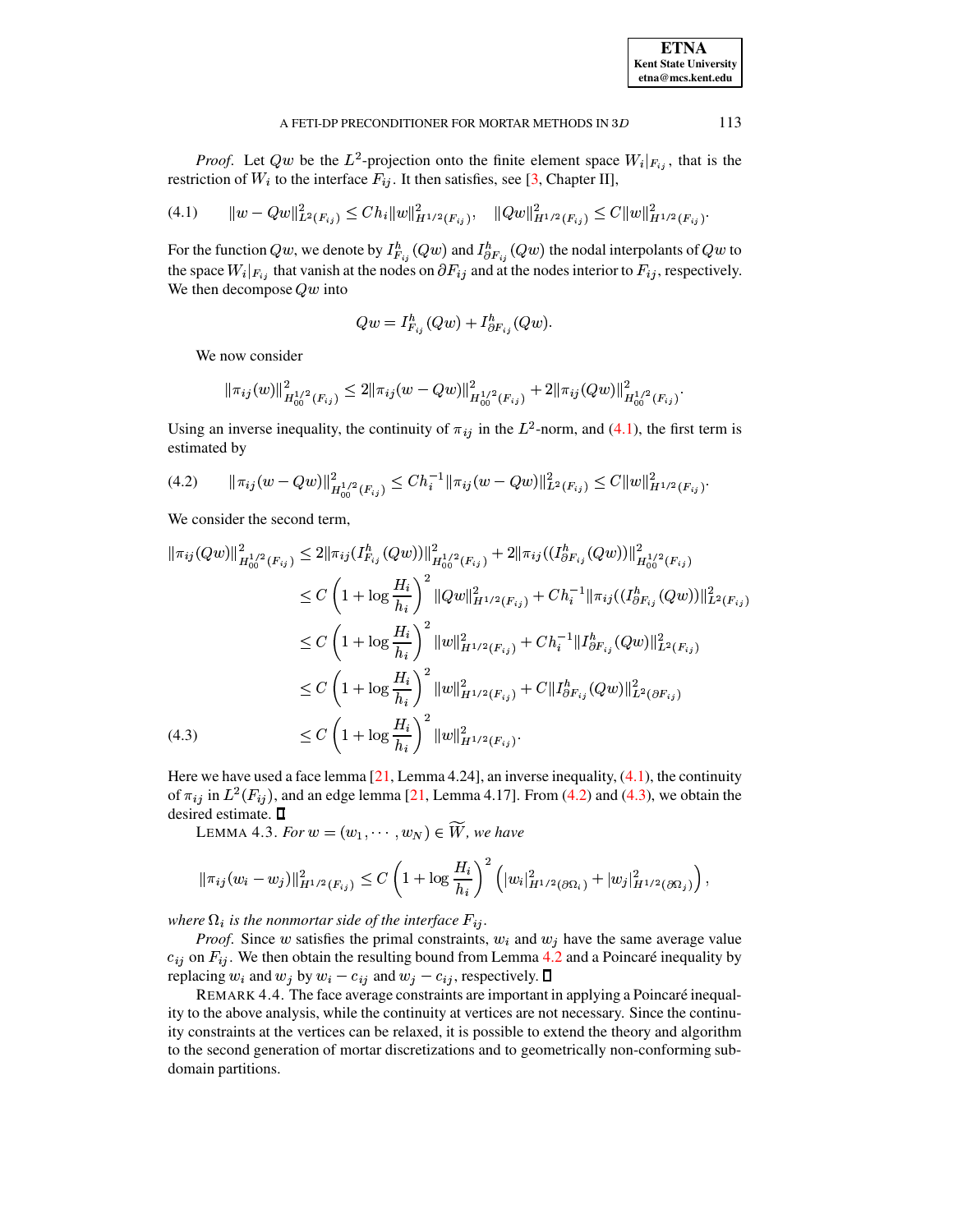*Proof*. Let $Qw$ be the $L^2$-projection onto the finite element space $W_i|_{F_{ij}}$, that is the restriction of $W_i$ to the interface $F_{ij}$. It then satisfies, see [3, Chapter II],

$$\|w - Qw\|^2_{L^2(F_{ij})} \leq C h_i \|w\|^2_{H^{1/2}(F_{ij})}, \quad \|Qw\|^2_{H^{1/2}(F_{ij})} \leq C \|w\|^2_{H^{1/2}(F_{ij})}. \tag{4.1}$$

For the function $Qw$, we denote by $I^h_{F_{ij}}(Qw)$ and $I^h_{\partial F_{ij}}(Qw)$ the nodal interpolants of $Qw$ to the space $W_i|_{F_{ij}}$ that vanish at the nodes on $\partial F_{ij}$ and at the nodes interior to $F_{ij}$, respectively. We then decompose $Qw$ into

$$Qw = I^h_{F_{ij}}(Qw) + I^h_{\partial F_{ij}}(Qw).$$

We now consider

$$\|\pi_{ij}(w)\|^2_{H^{1/2}_{00}(F_{ij})} \leq 2\|\pi_{ij}(w - Qw)\|^2_{H^{1/2}_{00}(F_{ij})} + 2\|\pi_{ij}(Qw)\|^2_{H^{1/2}_{00}(F_{ij})}.$$

Using an inverse inequality, the continuity of $\pi_{ij}$ in the $L^2$-norm, and (4.1), the first term is estimated by

$$\|\pi_{ij}(w - Qw)\|^2_{H^{1/2}_{00}(F_{ij})} \leq C h_i^{-1} \|\pi_{ij}(w - Qw)\|^2_{L^2(F_{ij})} \leq C \|w\|^2_{H^{1/2}(F_{ij})}. \tag{4.2}$$

We consider the second term,

$$\begin{aligned}
\|\pi_{ij}(Qw)\|^2_{H^{1/2}_{00}(F_{ij})} &\leq 2\|\pi_{ij}(I^h_{F_{ij}}(Qw))\|^2_{H^{1/2}_{00}(F_{ij})} + 2\|\pi_{ij}((I^h_{\partial F_{ij}}(Qw))\|^2_{H^{1/2}_{00}(F_{ij})} \\
&\leq C\left(1 + \log \frac{H_i}{h_i}\right)^2 \|Qw\|^2_{H^{1/2}(F_{ij})} + C h_i^{-1} \|\pi_{ij}((I^h_{\partial F_{ij}}(Qw))\|^2_{L^2(F_{ij})} \\
&\leq C\left(1 + \log \frac{H_i}{h_i}\right)^2 \|w\|^2_{H^{1/2}(F_{ij})} + C h_i^{-1} \|I^h_{\partial F_{ij}}(Qw)\|^2_{L^2(F_{ij})} \\
&\leq C\left(1 + \log \frac{H_i}{h_i}\right)^2 \|w\|^2_{H^{1/2}(F_{ij})} + C \|I^h_{\partial F_{ij}}(Qw)\|^2_{L^2(\partial F_{ij})} \\
&\leq C\left(1 + \log \frac{H_i}{h_i}\right)^2 \|w\|^2_{H^{1/2}(F_{ij})}.
\end{aligned} \tag{4.3}$$

Here we have used a face lemma [21, Lemma 4.24], an inverse inequality, (4.1), the continuity of $\pi_{ij}$ in $L^2(F_{ij})$, and an edge lemma [21, Lemma 4.17]. From (4.2) and (4.3), we obtain the desired estimate. ∎

LEMMA 4.3. *For $w = (w_1, \cdots, w_N) \in \widetilde{W}$, we have*

$$\|\pi_{ij}(w_i - w_j)\|^2_{H^{1/2}(F_{ij})} \leq C\left(1 + \log \frac{H_i}{h_i}\right)^2 \left(|w_i|^2_{H^{1/2}(\partial\Omega_i)} + |w_j|^2_{H^{1/2}(\partial\Omega_j)}\right),$$

*where $\Omega_i$ is the nonmortar side of the interface $F_{ij}$.*

*Proof*. Since $w$ satisfies the primal constraints, $w_i$ and $w_j$ have the same average value $c_{ij}$ on $F_{ij}$. We then obtain the resulting bound from Lemma 4.2 and a Poincaré inequality by replacing $w_i$ and $w_j$ by $w_i - c_{ij}$ and $w_j - c_{ij}$, respectively. ∎

REMARK 4.4. The face average constraints are important in applying a Poincaré inequality to the above analysis, while the continuity at vertices are not necessary. Since the continuity constraints at the vertices can be relaxed, it is possible to extend the theory and algorithm to the second generation of mortar discretizations and to geometrically non-conforming subdomain partitions.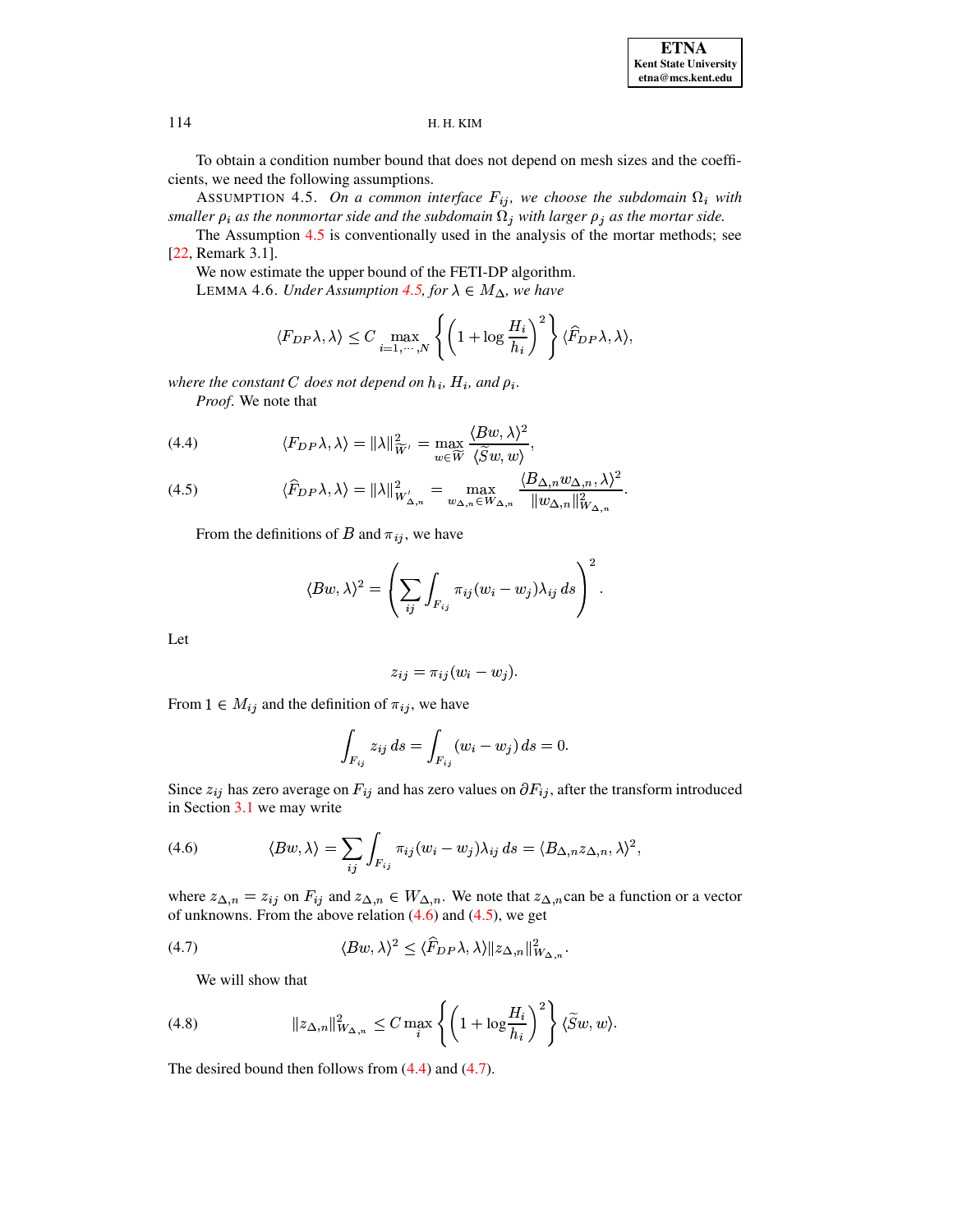To obtain a condition number bound that does not depend on mesh sizes and the coefficients, we need the following assumptions.

ASSUMPTION 4.5. *On a common interface $F_{ij}$, we choose the subdomain $\Omega_i$ with smaller $\rho_i$ as the nonmortar side and the subdomain $\Omega_j$ with larger $\rho_j$ as the mortar side.*

The Assumption 4.5 is conventionally used in the analysis of the mortar methods; see [22, Remark 3.1].

We now estimate the upper bound of the FETI-DP algorithm.

LEMMA 4.6. *Under Assumption 4.5, for $\lambda \in M_\Delta$, we have*

$$\langle F_{DP}\lambda, \lambda\rangle \leq C \max_{i=1,\cdots,N} \left\{ \left(1 + \log \frac{H_i}{h_i}\right)^2 \right\} \langle \widehat{F}_{DP}\lambda, \lambda\rangle,$$

*where the constant $C$ does not depend on $h_i$, $H_i$, and $\rho_i$.*

*Proof.* We note that

$$\langle F_{DP}\lambda, \lambda\rangle = \|\lambda\|^2_{\widetilde{W}'} = \max_{w \in \widetilde{W}} \frac{\langle Bw, \lambda\rangle^2}{\langle \widetilde{S}w, w\rangle}, \tag{4.4}$$

$$\langle \widehat{F}_{DP}\lambda, \lambda\rangle = \|\lambda\|^2_{W'_{\Delta,n}} = \max_{w_{\Delta,n} \in W_{\Delta,n}} \frac{\langle B_{\Delta,n} w_{\Delta,n}, \lambda\rangle^2}{\|w_{\Delta,n}\|^2_{W_{\Delta,n}}}. \tag{4.5}$$

From the definitions of $B$ and $\pi_{ij}$, we have

$$\langle Bw, \lambda\rangle^2 = \left( \sum_{ij} \int_{F_{ij}} \pi_{ij}(w_i - w_j)\lambda_{ij}\, ds \right)^2.$$

Let

$$z_{ij} = \pi_{ij}(w_i - w_j).$$

From $1 \in M_{ij}$ and the definition of $\pi_{ij}$, we have

$$\int_{F_{ij}} z_{ij}\, ds = \int_{F_{ij}} (w_i - w_j)\, ds = 0.$$

Since $z_{ij}$ has zero average on $F_{ij}$ and has zero values on $\partial F_{ij}$, after the transform introduced in Section 3.1 we may write

$$\langle Bw, \lambda\rangle = \sum_{ij} \int_{F_{ij}} \pi_{ij}(w_i - w_j)\lambda_{ij}\, ds = \langle B_{\Delta,n} z_{\Delta,n}, \lambda\rangle^2, \tag{4.6}$$

where $z_{\Delta,n} = z_{ij}$ on $F_{ij}$ and $z_{\Delta,n} \in W_{\Delta,n}$. We note that $z_{\Delta,n}$can be a function or a vector of unknowns. From the above relation (4.6) and (4.5), we get

$$\langle Bw, \lambda\rangle^2 \leq \langle \widehat{F}_{DP}\lambda, \lambda\rangle \|z_{\Delta,n}\|^2_{W_{\Delta,n}}. \tag{4.7}$$

We will show that

$$\|z_{\Delta,n}\|^2_{W_{\Delta,n}} \leq C \max_i \left\{ \left(1 + \log \frac{H_i}{h_i}\right)^2 \right\} \langle \widetilde{S}w, w\rangle. \tag{4.8}$$

The desired bound then follows from (4.4) and (4.7).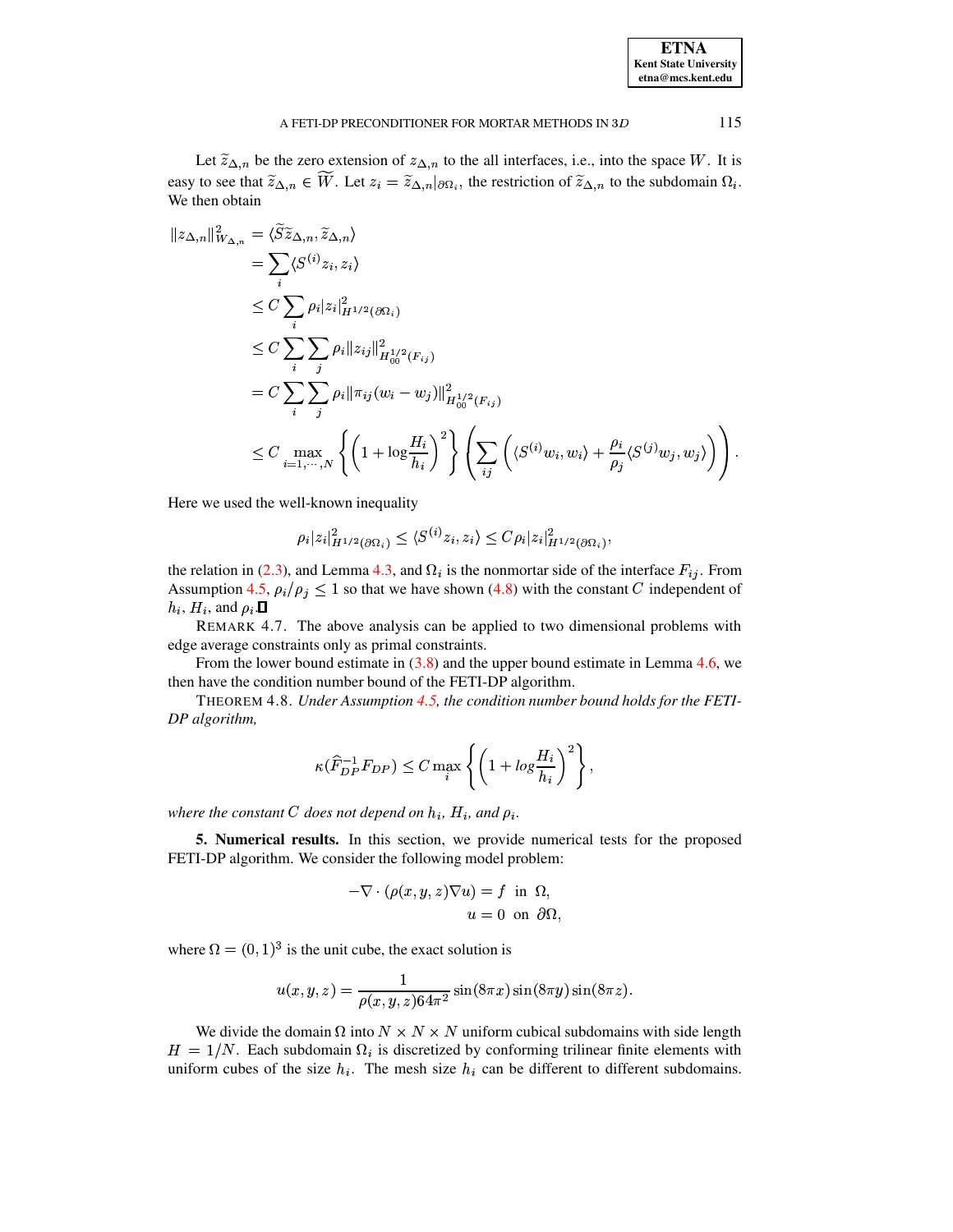Let $\widetilde{z}_{\Delta,n}$ be the zero extension of $z_{\Delta,n}$ to the all interfaces, i.e., into the space $W$. It is easy to see that $\widetilde{z}_{\Delta,n} \in \widetilde{W}$. Let $z_i = \widetilde{z}_{\Delta,n}|_{\partial\Omega_i}$, the restriction of $\widetilde{z}_{\Delta,n}$ to the subdomain $\Omega_i$. We then obtain

$$
\begin{aligned}
\|z_{\Delta,n}\|_{W_{\Delta,n}}^2 &= \langle \widetilde{S}\widetilde{z}_{\Delta,n}, \widetilde{z}_{\Delta,n} \rangle \\
&= \sum_i \langle S^{(i)} z_i, z_i \rangle \\
&\leq C \sum_i \rho_i |z_i|_{H^{1/2}(\partial\Omega_i)}^2 \\
&\leq C \sum_i \sum_j \rho_i \|z_{ij}\|_{H_{00}^{1/2}(F_{ij})}^2 \\
&= C \sum_i \sum_j \rho_i \|\pi_{ij}(w_i - w_j)\|_{H_{00}^{1/2}(F_{ij})}^2 \\
&\leq C \max_{i=1,\cdots,N} \left\{ \left(1 + \log \frac{H_i}{h_i}\right)^2 \right\} \left( \sum_{ij} \left( \langle S^{(i)} w_i, w_i \rangle + \frac{\rho_i}{\rho_j} \langle S^{(j)} w_j, w_j \rangle \right) \right).
\end{aligned}
$$

Here we used the well-known inequality

$$
\rho_i |z_i|_{H^{1/2}(\partial\Omega_i)}^2 \leq \langle S^{(i)} z_i, z_i \rangle \leq C \rho_i |z_i|_{H^{1/2}(\partial\Omega_i)}^2,
$$

the relation in (2.3), and Lemma 4.3, and $\Omega_i$ is the nonmortar side of the interface $F_{ij}$. From Assumption 4.5, $\rho_i/\rho_j \leq 1$ so that we have shown (4.8) with the constant $C$ independent of $h_i$, $H_i$, and $\rho_i$. ∎

REMARK 4.7. The above analysis can be applied to two dimensional problems with edge average constraints only as primal constraints.

From the lower bound estimate in (3.8) and the upper bound estimate in Lemma 4.6, we then have the condition number bound of the FETI-DP algorithm.

THEOREM 4.8. *Under Assumption 4.5, the condition number bound holds for the FETI-DP algorithm,*

$$
\kappa(\widehat{F}_{DP}^{-1} F_{DP}) \leq C \max_i \left\{ \left(1 + log \frac{H_i}{h_i}\right)^2 \right\},
$$

*where the constant $C$ does not depend on $h_i$, $H_i$, and $\rho_i$.*

**5. Numerical results.** In this section, we provide numerical tests for the proposed FETI-DP algorithm. We consider the following model problem:

$$
\begin{aligned}
-\nabla \cdot (\rho(x,y,z)\nabla u) &= f \ \text{ in } \ \Omega, \\
u &= 0 \ \text{ on } \ \partial\Omega,
\end{aligned}
$$

where $\Omega = (0,1)^3$ is the unit cube, the exact solution is

$$
u(x,y,z) = \frac{1}{\rho(x,y,z) 64\pi^2} \sin(8\pi x)\sin(8\pi y)\sin(8\pi z).
$$

We divide the domain $\Omega$ into $N \times N \times N$ uniform cubical subdomains with side length $H = 1/N$. Each subdomain $\Omega_i$ is discretized by conforming trilinear finite elements with uniform cubes of the size $h_i$. The mesh size $h_i$ can be different to different subdomains.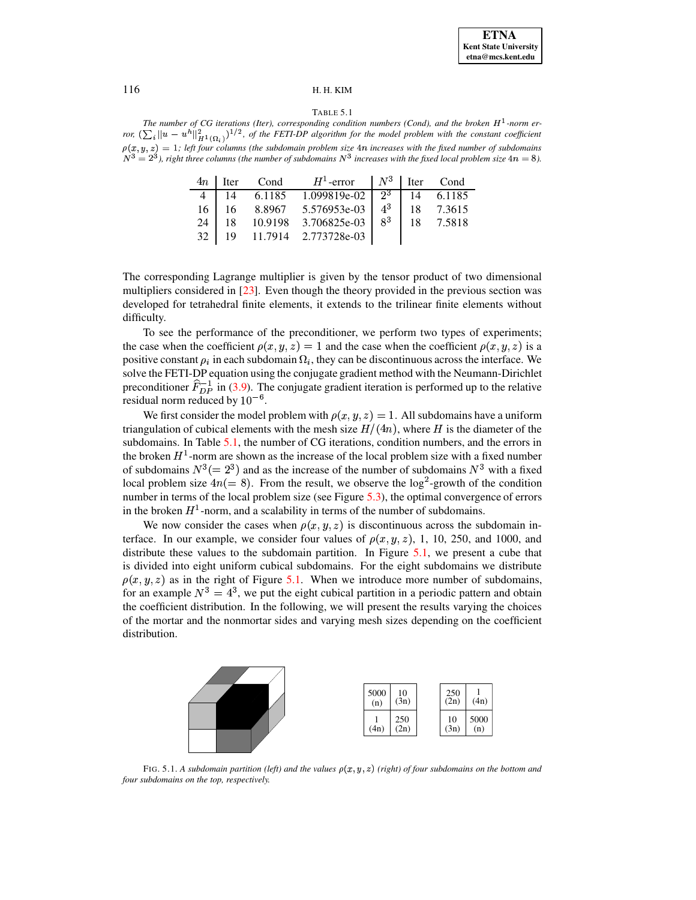TABLE 5.1

*The number of CG iterations (Iter), corresponding condition numbers (Cond), and the broken $H^1$-norm error, $(\sum_i \|u - u^h\|^2_{H^1(\Omega_i)})^{1/2}$, of the FETI-DP algorithm for the model problem with the constant coefficient $\rho(x, y, z) = 1$; left four columns (the subdomain problem size $4n$ increases with the fixed number of subdomains $N^3 = 2^3$), right three columns (the number of subdomains $N^3$ increases with the fixed local problem size $4n = 8$).*

| $4n$ | Iter | Cond | $H^1$-error | $N^3$ | Iter | Cond |
|---|---|---|---|---|---|---|
| 4 | 14 | 6.1185 | 1.099819e-02 | $2^3$ | 14 | 6.1185 |
| 16 | 16 | 8.8967 | 5.576953e-03 | $4^3$ | 18 | 7.3615 |
| 24 | 18 | 10.9198 | 3.706825e-03 | $8^3$ | 18 | 7.5818 |
| 32 | 19 | 11.7914 | 2.773728e-03 | | | |

The corresponding Lagrange multiplier is given by the tensor product of two dimensional multipliers considered in [23]. Even though the theory provided in the previous section was developed for tetrahedral finite elements, it extends to the trilinear finite elements without difficulty.

To see the performance of the preconditioner, we perform two types of experiments; the case when the coefficient $\rho(x, y, z) = 1$ and the case when the coefficient $\rho(x, y, z)$ is a positive constant $\rho_i$ in each subdomain $\Omega_i$, they can be discontinuous across the interface. We solve the FETI-DP equation using the conjugate gradient method with the Neumann-Dirichlet preconditioner $\widehat{F}_{DP}^{-1}$ in (3.9). The conjugate gradient iteration is performed up to the relative residual norm reduced by $10^{-6}$.

We first consider the model problem with $\rho(x, y, z) = 1$. All subdomains have a uniform triangulation of cubical elements with the mesh size $H/(4n)$, where $H$ is the diameter of the subdomains. In Table 5.1, the number of CG iterations, condition numbers, and the errors in the broken $H^1$-norm are shown as the increase of the local problem size with a fixed number of subdomains $N^3 (= 2^3)$ and as the increase of the number of subdomains $N^3$ with a fixed local problem size $4n (= 8)$. From the result, we observe the $\log^2$-growth of the condition number in terms of the local problem size (see Figure 5.3), the optimal convergence of errors in the broken $H^1$-norm, and a scalability in terms of the number of subdomains.

We now consider the cases when $\rho(x, y, z)$ is discontinuous across the subdomain interface. In our example, we consider four values of $\rho(x, y, z)$, 1, 10, 250, and 1000, and distribute these values to the subdomain partition. In Figure 5.1, we present a cube that is divided into eight uniform cubical subdomains. For the eight subdomains we distribute $\rho(x, y, z)$ as in the right of Figure 5.1. When we introduce more number of subdomains, for an example $N^3 = 4^3$, we put the eight cubical partition in a periodic pattern and obtain the coefficient distribution. In the following, we will present the results varying the choices of the mortar and the nonmortar sides and varying mesh sizes depending on the coefficient distribution.

| | |
|---|---|
| 5000 (n) | 10 (3n) |
| 1 (4n) | 250 (2n) |

| | |
|---|---|
| 250 (2n) | 1 (4n) |
| 10 (3n) | 5000 (n) |

FIG. 5.1. *A subdomain partition (left) and the values $\rho(x, y, z)$ (right) of four subdomains on the bottom and four subdomains on the top, respectively.*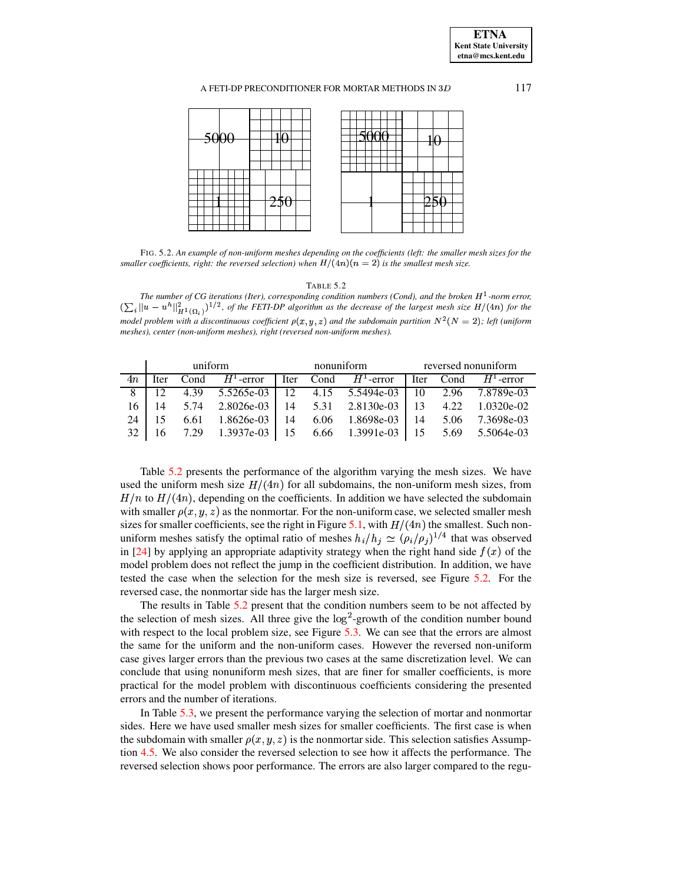FIG. 5.2. *An example of non-uniform meshes depending on the coefficients (left: the smaller mesh sizes for the smaller coefficients, right: the reversed selection) when $H/(4n)(n=2)$ is the smallest mesh size.*

TABLE 5.2

*The number of CG iterations (Iter), corresponding condition numbers (Cond), and the broken $H^1$-norm error, $(\sum_i \|u-u^h\|^2_{H^1(\Omega_i)})^{1/2}$, of the FETI-DP algorithm as the decrease of the largest mesh size $H/(4n)$ for the model problem with a discontinuous coefficient $\rho(x,y,z)$ and the subdomain partition $N^2 (N=2)$; left (uniform meshes), center (non-uniform meshes), right (reversed non-uniform meshes).*

| | uniform | | | nonuniform | | | reversed nonuniform | | |
|---|---|---|---|---|---|---|---|---|---|
| $4n$ | Iter | Cond | $H^1$-error | Iter | Cond | $H^1$-error | Iter | Cond | $H^1$-error |
| 8 | 12 | 4.39 | 5.5265e-03 | 12 | 4.15 | 5.5494e-03 | 10 | 2.96 | 7.8789e-03 |
| 16 | 14 | 5.74 | 2.8026e-03 | 14 | 5.31 | 2.8130e-03 | 13 | 4.22 | 1.0320e-02 |
| 24 | 15 | 6.61 | 1.8626e-03 | 14 | 6.06 | 1.8698e-03 | 14 | 5.06 | 7.3698e-03 |
| 32 | 16 | 7.29 | 1.3937e-03 | 15 | 6.66 | 1.3991e-03 | 15 | 5.69 | 5.5064e-03 |

Table 5.2 presents the performance of the algorithm varying the mesh sizes. We have used the uniform mesh size $H/(4n)$ for all subdomains, the non-uniform mesh sizes, from $H/n$ to $H/(4n)$, depending on the coefficients. In addition we have selected the subdomain with smaller $\rho(x,y,z)$ as the nonmortar. For the non-uniform case, we selected smaller mesh sizes for smaller coefficients, see the right in Figure 5.1, with $H/(4n)$ the smallest. Such non-uniform meshes satisfy the optimal ratio of meshes $h_i/h_j \simeq (\rho_i/\rho_j)^{1/4}$ that was observed in [24] by applying an appropriate adaptivity strategy when the right hand side $f(x)$ of the model problem does not reflect the jump in the coefficient distribution. In addition, we have tested the case when the selection for the mesh size is reversed, see Figure 5.2. For the reversed case, the nonmortar side has the larger mesh size.

The results in Table 5.2 present that the condition numbers seem to be not affected by the selection of mesh sizes. All three give the $\log^2$-growth of the condition number bound with respect to the local problem size, see Figure 5.3. We can see that the errors are almost the same for the uniform and the non-uniform cases. However the reversed non-uniform case gives larger errors than the previous two cases at the same discretization level. We can conclude that using nonuniform mesh sizes, that are finer for smaller coefficients, is more practical for the model problem with discontinuous coefficients considering the presented errors and the number of iterations.

In Table 5.3, we present the performance varying the selection of mortar and nonmortar sides. Here we have used smaller mesh sizes for smaller coefficients. The first case is when the subdomain with smaller $\rho(x,y,z)$ is the nonmortar side. This selection satisfies Assumption 4.5. We also consider the reversed selection to see how it affects the performance. The reversed selection shows poor performance. The errors are also larger compared to the regu-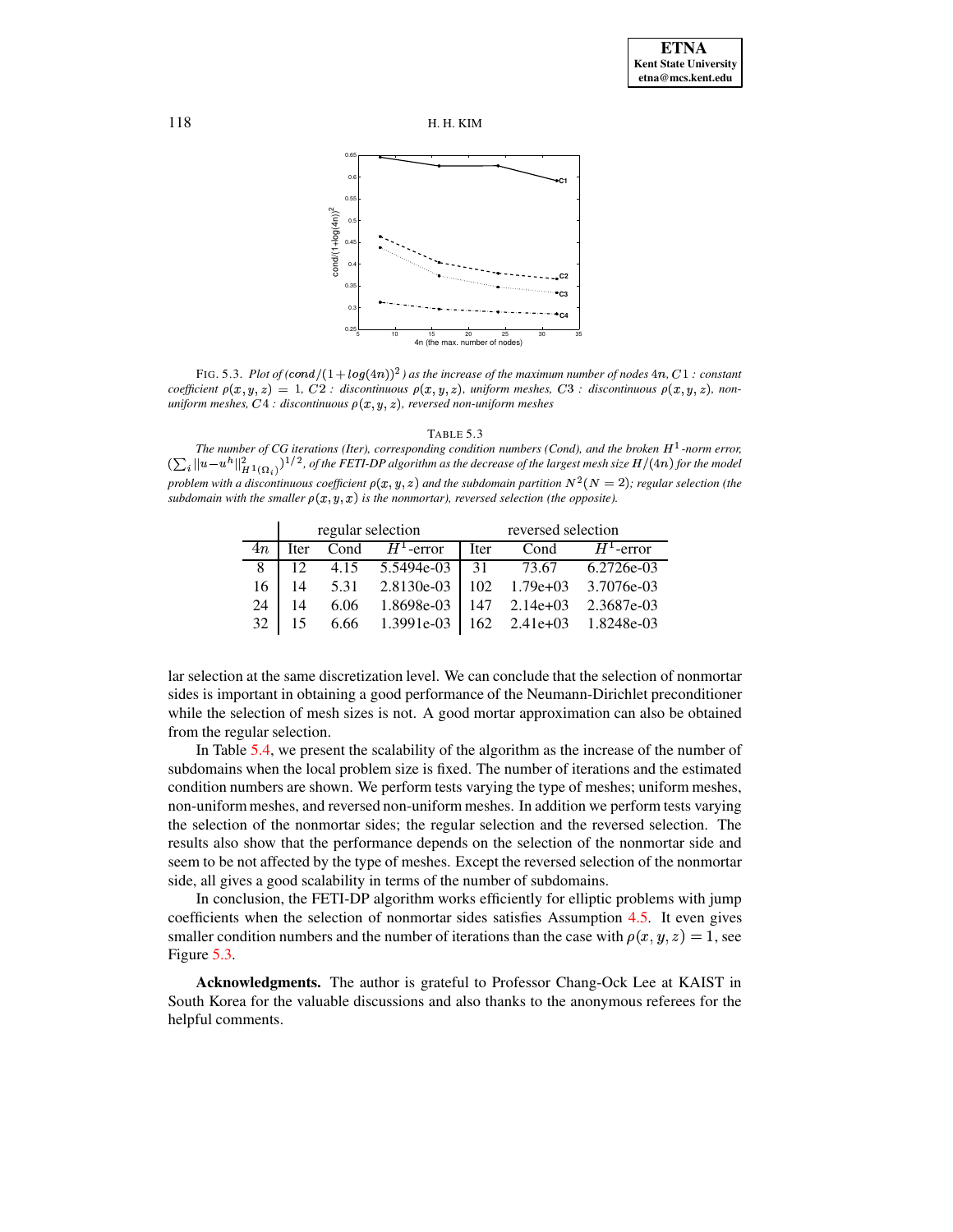FIG. 5.3. *Plot of $(cond/(1+log(4n))^2)$ as the increase of the maximum number of nodes $4n$, $C1$ : constant coefficient $\rho(x,y,z) = 1$, $C2$ : discontinuous $\rho(x,y,z)$, uniform meshes, $C3$ : discontinuous $\rho(x,y,z)$, non-uniform meshes, $C4$ : discontinuous $\rho(x,y,z)$, reversed non-uniform meshes*

TABLE 5.3

*The number of CG iterations (Iter), corresponding condition numbers (Cond), and the broken $H^1$-norm error, $(\sum_i \|u-u^h\|^2_{H^1(\Omega_i)})^{1/2}$, of the FETI-DP algorithm as the decrease of the largest mesh size $H/(4n)$ for the model problem with a discontinuous coefficient $\rho(x,y,z)$ and the subdomain partition $N^2 (N=2)$; regular selection (the subdomain with the smaller $\rho(x,y,x)$ is the nonmortar), reversed selection (the opposite).*

| | regular selection | | | reversed selection | | |
|---|---|---|---|---|---|---|
| $4n$ | Iter | Cond | $H^1$-error | Iter | Cond | $H^1$-error |
| 8 | 12 | 4.15 | 5.5494e-03 | 31 | 73.67 | 6.2726e-03 |
| 16 | 14 | 5.31 | 2.8130e-03 | 102 | 1.79e+03 | 3.7076e-03 |
| 24 | 14 | 6.06 | 1.8698e-03 | 147 | 2.14e+03 | 2.3687e-03 |
| 32 | 15 | 6.66 | 1.3991e-03 | 162 | 2.41e+03 | 1.8248e-03 |

lar selection at the same discretization level. We can conclude that the selection of nonmortar sides is important in obtaining a good performance of the Neumann-Dirichlet preconditioner while the selection of mesh sizes is not. A good mortar approximation can also be obtained from the regular selection.

In Table 5.4, we present the scalability of the algorithm as the increase of the number of subdomains when the local problem size is fixed. The number of iterations and the estimated condition numbers are shown. We perform tests varying the type of meshes; uniform meshes, non-uniform meshes, and reversed non-uniform meshes. In addition we perform tests varying the selection of the nonmortar sides; the regular selection and the reversed selection. The results also show that the performance depends on the selection of the nonmortar side and seem to be not affected by the type of meshes. Except the reversed selection of the nonmortar side, all gives a good scalability in terms of the number of subdomains.

In conclusion, the FETI-DP algorithm works efficiently for elliptic problems with jump coefficients when the selection of nonmortar sides satisfies Assumption 4.5. It even gives smaller condition numbers and the number of iterations than the case with $\rho(x,y,z) = 1$, see Figure 5.3.

**Acknowledgments.** The author is grateful to Professor Chang-Ock Lee at KAIST in South Korea for the valuable discussions and also thanks to the anonymous referees for the helpful comments.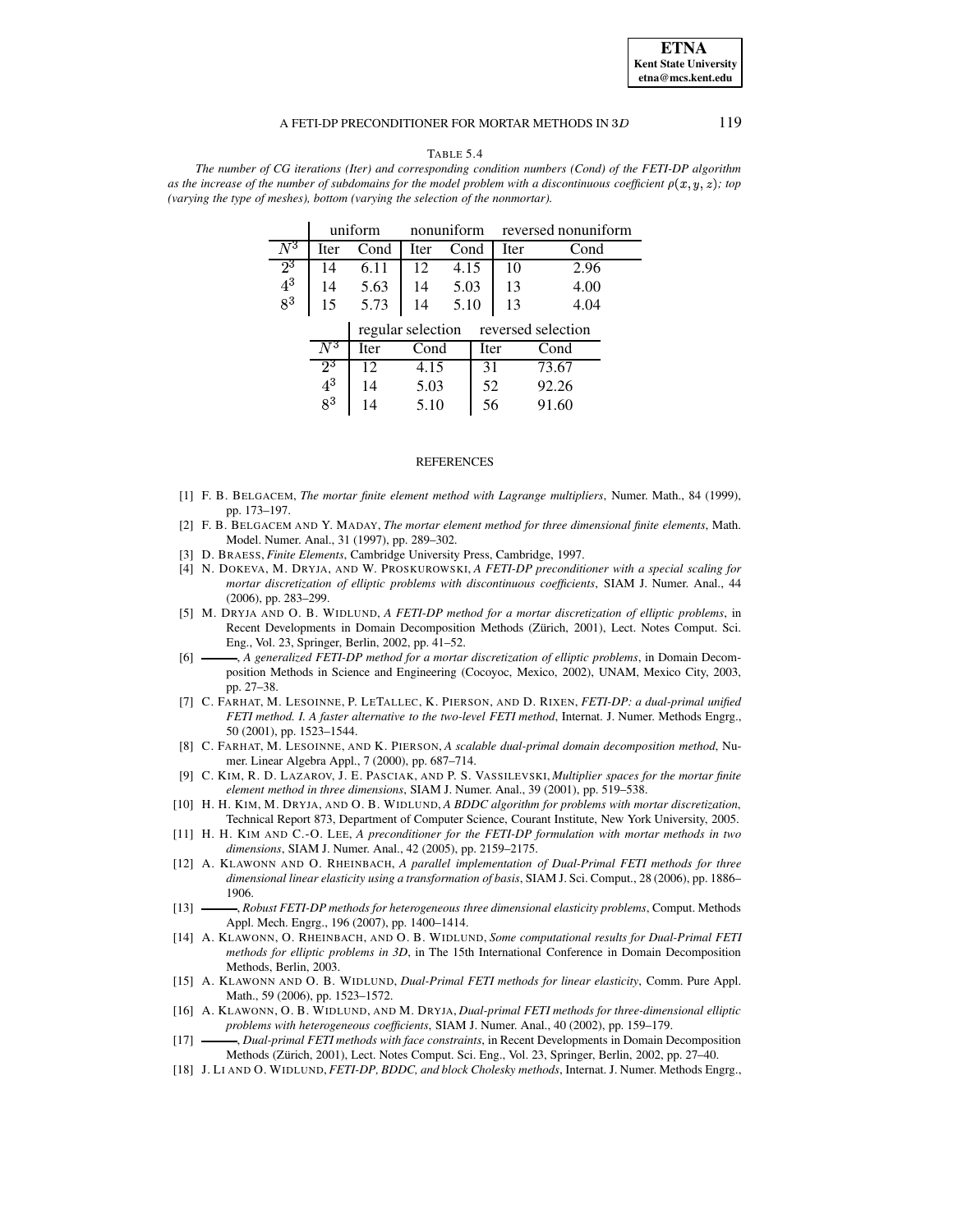TABLE 5.4

*The number of CG iterations (Iter) and corresponding condition numbers (Cond) of the FETI-DP algorithm as the increase of the number of subdomains for the model problem with a discontinuous coefficient $\rho(x, y, z)$; top (varying the type of meshes), bottom (varying the selection of the nonmortar).*

| | uniform | | nonuniform | | reversed nonuniform | |
|---|---|---|---|---|---|---|
| $N^3$ | Iter | Cond | Iter | Cond | Iter | Cond |
| $2^3$ | 14 | 6.11 | 12 | 4.15 | 10 | 2.96 |
| $4^3$ | 14 | 5.63 | 14 | 5.03 | 13 | 4.00 |
| $8^3$ | 15 | 5.73 | 14 | 5.10 | 13 | 4.04 |

| | regular selection | | reversed selection | |
|---|---|---|---|---|
| $N^3$ | Iter | Cond | Iter | Cond |
| $2^3$ | 12 | 4.15 | 31 | 73.67 |
| $4^3$ | 14 | 5.03 | 52 | 92.26 |
| $8^3$ | 14 | 5.10 | 56 | 91.60 |

## REFERENCES

[1] F. B. BELGACEM, *The mortar finite element method with Lagrange multipliers*, Numer. Math., 84 (1999), pp. 173–197.

[2] F. B. BELGACEM AND Y. MADAY, *The mortar element method for three dimensional finite elements*, Math. Model. Numer. Anal., 31 (1997), pp. 289–302.

[3] D. BRAESS, *Finite Elements*, Cambridge University Press, Cambridge, 1997.

[4] N. DOKEVA, M. DRYJA, AND W. PROSKUROWSKI, *A FETI-DP preconditioner with a special scaling for mortar discretization of elliptic problems with discontinuous coefficients*, SIAM J. Numer. Anal., 44 (2006), pp. 283–299.

[5] M. DRYJA AND O. B. WIDLUND, *A FETI-DP method for a mortar discretization of elliptic problems*, in Recent Developments in Domain Decomposition Methods (Zürich, 2001), Lect. Notes Comput. Sci. Eng., Vol. 23, Springer, Berlin, 2002, pp. 41–52.

[6] ———, *A generalized FETI-DP method for a mortar discretization of elliptic problems*, in Domain Decomposition Methods in Science and Engineering (Cocoyoc, Mexico, 2002), UNAM, Mexico City, 2003, pp. 27–38.

[7] C. FARHAT, M. LESOINNE, P. LETALLEC, K. PIERSON, AND D. RIXEN, *FETI-DP: a dual-primal unified FETI method. I. A faster alternative to the two-level FETI method*, Internat. J. Numer. Methods Engrg., 50 (2001), pp. 1523–1544.

[8] C. FARHAT, M. LESOINNE, AND K. PIERSON, *A scalable dual-primal domain decomposition method*, Numer. Linear Algebra Appl., 7 (2000), pp. 687–714.

[9] C. KIM, R. D. LAZAROV, J. E. PASCIAK, AND P. S. VASSILEVSKI, *Multiplier spaces for the mortar finite element method in three dimensions*, SIAM J. Numer. Anal., 39 (2001), pp. 519–538.

[10] H. H. KIM, M. DRYJA, AND O. B. WIDLUND, *A BDDC algorithm for problems with mortar discretization*, Technical Report 873, Department of Computer Science, Courant Institute, New York University, 2005.

[11] H. H. KIM AND C.-O. LEE, *A preconditioner for the FETI-DP formulation with mortar methods in two dimensions*, SIAM J. Numer. Anal., 42 (2005), pp. 2159–2175.

[12] A. KLAWONN AND O. RHEINBACH, *A parallel implementation of Dual-Primal FETI methods for three dimensional linear elasticity using a transformation of basis*, SIAM J. Sci. Comput., 28 (2006), pp. 1886–1906.

[13] ———, *Robust FETI-DP methods for heterogeneous three dimensional elasticity problems*, Comput. Methods Appl. Mech. Engrg., 196 (2007), pp. 1400–1414.

[14] A. KLAWONN, O. RHEINBACH, AND O. B. WIDLUND, *Some computational results for Dual-Primal FETI methods for elliptic problems in 3D*, in The 15th International Conference in Domain Decomposition Methods, Berlin, 2003.

[15] A. KLAWONN AND O. B. WIDLUND, *Dual-Primal FETI methods for linear elasticity*, Comm. Pure Appl. Math., 59 (2006), pp. 1523–1572.

[16] A. KLAWONN, O. B. WIDLUND, AND M. DRYJA, *Dual-primal FETI methods for three-dimensional elliptic problems with heterogeneous coefficients*, SIAM J. Numer. Anal., 40 (2002), pp. 159–179.

[17] ———, *Dual-primal FETI methods with face constraints*, in Recent Developments in Domain Decomposition Methods (Zürich, 2001), Lect. Notes Comput. Sci. Eng., Vol. 23, Springer, Berlin, 2002, pp. 27–40.

[18] J. LI AND O. WIDLUND, *FETI-DP, BDDC, and block Cholesky methods*, Internat. J. Numer. Methods Engrg.,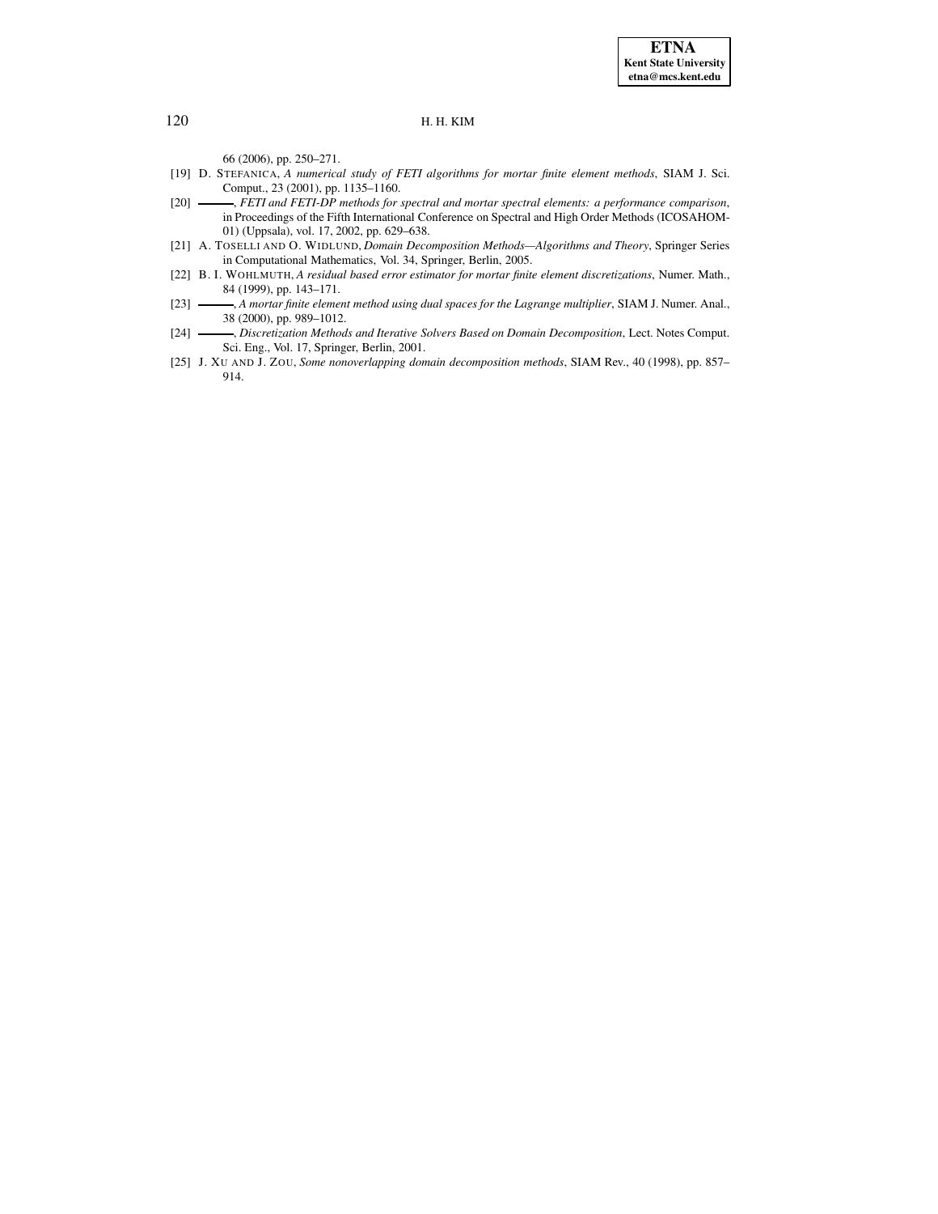66 (2006), pp. 250–271.

[19] D. STEFANICA, *A numerical study of FETI algorithms for mortar finite element methods*, SIAM J. Sci. Comput., 23 (2001), pp. 1135–1160.

[20] ———, *FETI and FETI-DP methods for spectral and mortar spectral elements: a performance comparison*, in Proceedings of the Fifth International Conference on Spectral and High Order Methods (ICOSAHOM-01) (Uppsala), vol. 17, 2002, pp. 629–638.

[21] A. TOSELLI AND O. WIDLUND, *Domain Decomposition Methods—Algorithms and Theory*, Springer Series in Computational Mathematics, Vol. 34, Springer, Berlin, 2005.

[22] B. I. WOHLMUTH, *A residual based error estimator for mortar finite element discretizations*, Numer. Math., 84 (1999), pp. 143–171.

[23] ———, *A mortar finite element method using dual spaces for the Lagrange multiplier*, SIAM J. Numer. Anal., 38 (2000), pp. 989–1012.

[24] ———, *Discretization Methods and Iterative Solvers Based on Domain Decomposition*, Lect. Notes Comput. Sci. Eng., Vol. 17, Springer, Berlin, 2001.

[25] J. XU AND J. ZOU, *Some nonoverlapping domain decomposition methods*, SIAM Rev., 40 (1998), pp. 857–914.